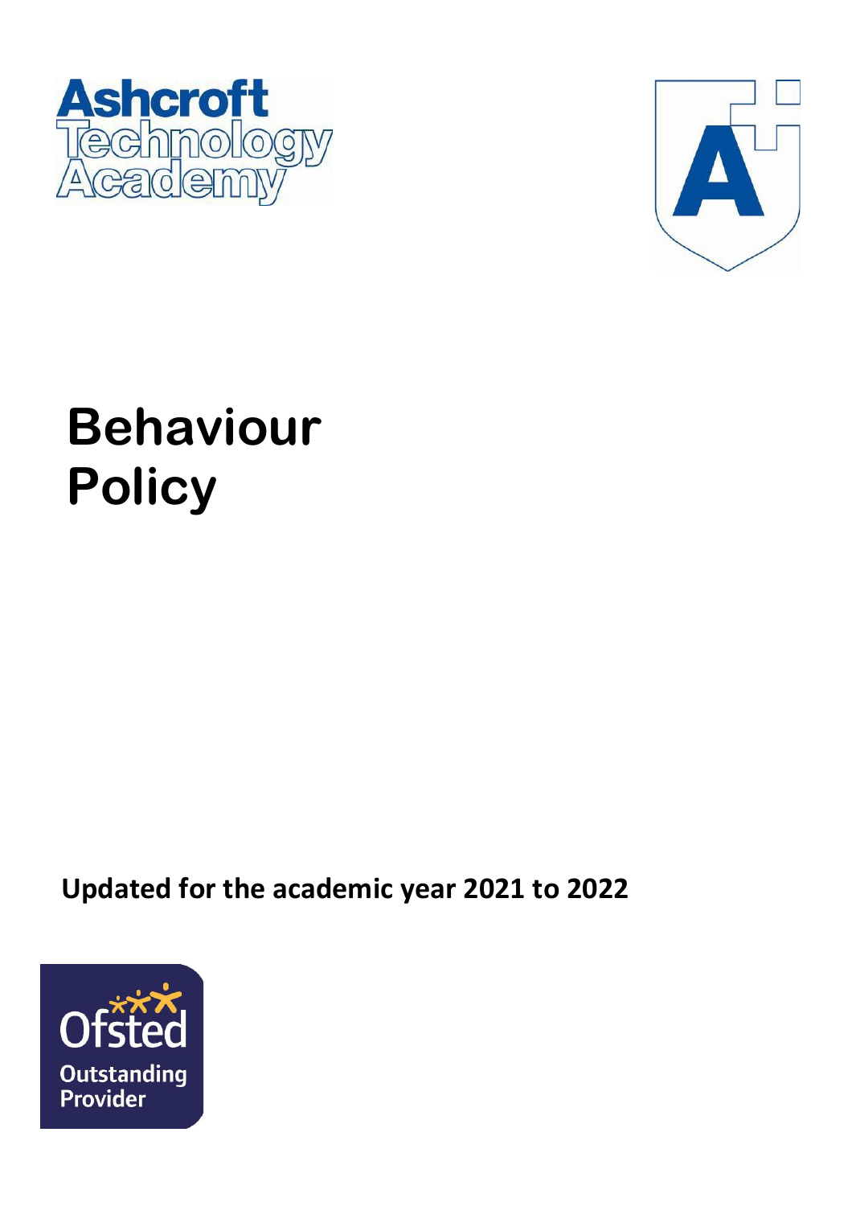Ashcroft Technology Academy

# Behaviour Policy

**Updated for the academic year 2021 to 2022**

Ofsted Outstanding Provider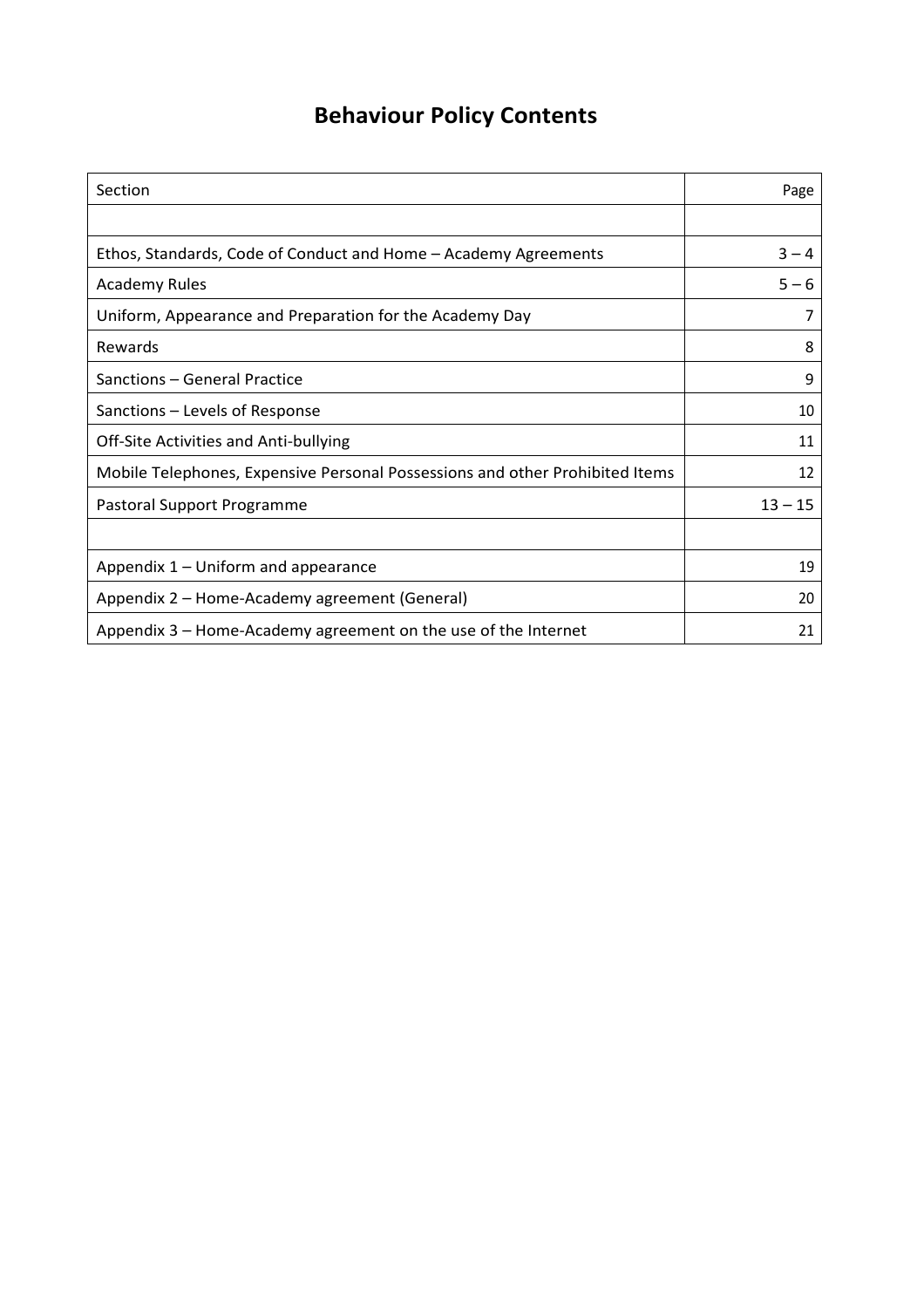# Behaviour Policy Contents

| Section | Page |
| --- | --- |
| | |
| Ethos, Standards, Code of Conduct and Home – Academy Agreements | 3 – 4 |
| Academy Rules | 5 – 6 |
| Uniform, Appearance and Preparation for the Academy Day | 7 |
| Rewards | 8 |
| Sanctions – General Practice | 9 |
| Sanctions – Levels of Response | 10 |
| Off-Site Activities and Anti-bullying | 11 |
| Mobile Telephones, Expensive Personal Possessions and other Prohibited Items | 12 |
| Pastoral Support Programme | 13 – 15 |
| | |
| Appendix 1 – Uniform and appearance | 19 |
| Appendix 2 – Home-Academy agreement (General) | 20 |
| Appendix 3 – Home-Academy agreement on the use of the Internet | 21 |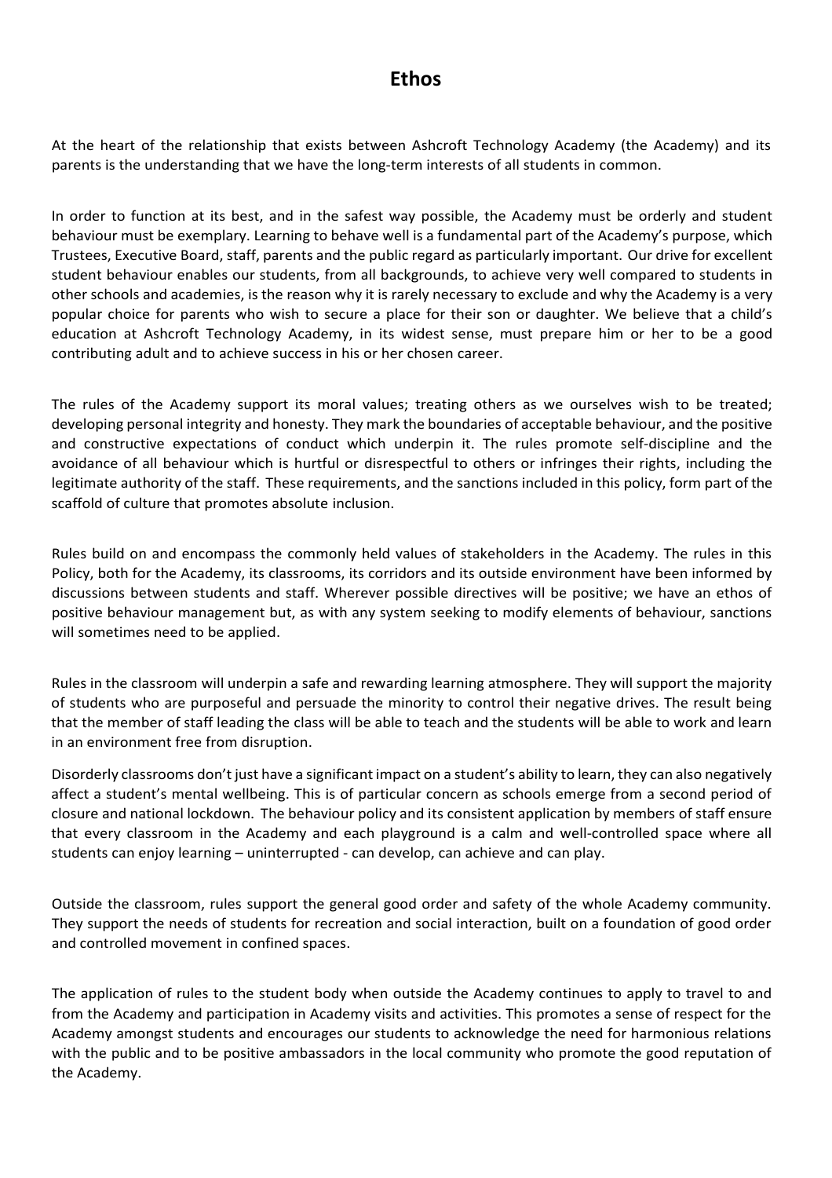# Ethos

At the heart of the relationship that exists between Ashcroft Technology Academy (the Academy) and its parents is the understanding that we have the long-term interests of all students in common.

In order to function at its best, and in the safest way possible, the Academy must be orderly and student behaviour must be exemplary. Learning to behave well is a fundamental part of the Academy's purpose, which Trustees, Executive Board, staff, parents and the public regard as particularly important. Our drive for excellent student behaviour enables our students, from all backgrounds, to achieve very well compared to students in other schools and academies, is the reason why it is rarely necessary to exclude and why the Academy is a very popular choice for parents who wish to secure a place for their son or daughter. We believe that a child's education at Ashcroft Technology Academy, in its widest sense, must prepare him or her to be a good contributing adult and to achieve success in his or her chosen career.

The rules of the Academy support its moral values; treating others as we ourselves wish to be treated; developing personal integrity and honesty. They mark the boundaries of acceptable behaviour, and the positive and constructive expectations of conduct which underpin it. The rules promote self-discipline and the avoidance of all behaviour which is hurtful or disrespectful to others or infringes their rights, including the legitimate authority of the staff. These requirements, and the sanctions included in this policy, form part of the scaffold of culture that promotes absolute inclusion.

Rules build on and encompass the commonly held values of stakeholders in the Academy. The rules in this Policy, both for the Academy, its classrooms, its corridors and its outside environment have been informed by discussions between students and staff. Wherever possible directives will be positive; we have an ethos of positive behaviour management but, as with any system seeking to modify elements of behaviour, sanctions will sometimes need to be applied.

Rules in the classroom will underpin a safe and rewarding learning atmosphere. They will support the majority of students who are purposeful and persuade the minority to control their negative drives. The result being that the member of staff leading the class will be able to teach and the students will be able to work and learn in an environment free from disruption.

Disorderly classrooms don't just have a significant impact on a student's ability to learn, they can also negatively affect a student's mental wellbeing. This is of particular concern as schools emerge from a second period of closure and national lockdown. The behaviour policy and its consistent application by members of staff ensure that every classroom in the Academy and each playground is a calm and well-controlled space where all students can enjoy learning – uninterrupted - can develop, can achieve and can play.

Outside the classroom, rules support the general good order and safety of the whole Academy community. They support the needs of students for recreation and social interaction, built on a foundation of good order and controlled movement in confined spaces.

The application of rules to the student body when outside the Academy continues to apply to travel to and from the Academy and participation in Academy visits and activities. This promotes a sense of respect for the Academy amongst students and encourages our students to acknowledge the need for harmonious relations with the public and to be positive ambassadors in the local community who promote the good reputation of the Academy.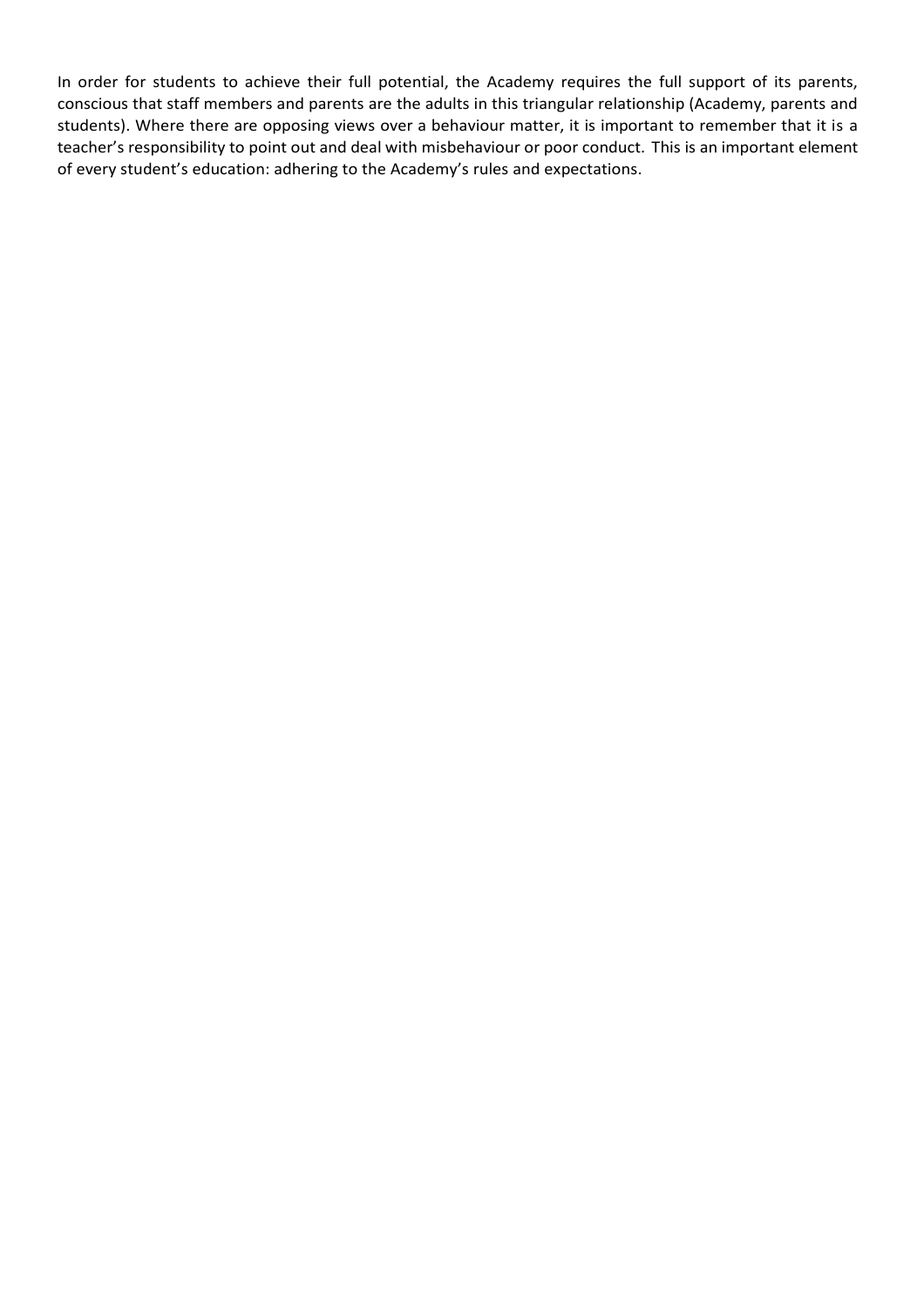In order for students to achieve their full potential, the Academy requires the full support of its parents, conscious that staff members and parents are the adults in this triangular relationship (Academy, parents and students). Where there are opposing views over a behaviour matter, it is important to remember that it is a teacher's responsibility to point out and deal with misbehaviour or poor conduct. This is an important element of every student's education: adhering to the Academy's rules and expectations.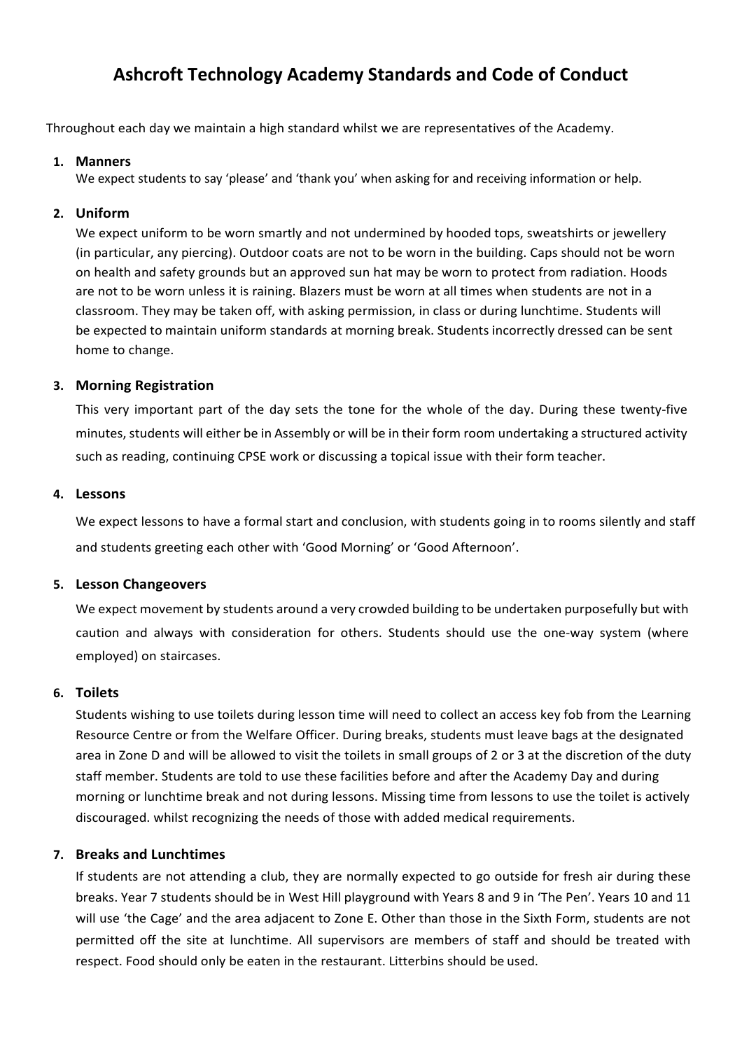# Ashcroft Technology Academy Standards and Code of Conduct

Throughout each day we maintain a high standard whilst we are representatives of the Academy.

1. **Manners**
   We expect students to say 'please' and 'thank you' when asking for and receiving information or help.

2. **Uniform**
   We expect uniform to be worn smartly and not undermined by hooded tops, sweatshirts or jewellery (in particular, any piercing). Outdoor coats are not to be worn in the building. Caps should not be worn on health and safety grounds but an approved sun hat may be worn to protect from radiation. Hoods are not to be worn unless it is raining. Blazers must be worn at all times when students are not in a classroom. They may be taken off, with asking permission, in class or during lunchtime. Students will be expected to maintain uniform standards at morning break. Students incorrectly dressed can be sent home to change.

3. **Morning Registration**
   This very important part of the day sets the tone for the whole of the day. During these twenty-five minutes, students will either be in Assembly or will be in their form room undertaking a structured activity such as reading, continuing CPSE work or discussing a topical issue with their form teacher.

4. **Lessons**
   We expect lessons to have a formal start and conclusion, with students going in to rooms silently and staff and students greeting each other with 'Good Morning' or 'Good Afternoon'.

5. **Lesson Changeovers**
   We expect movement by students around a very crowded building to be undertaken purposefully but with caution and always with consideration for others. Students should use the one-way system (where employed) on staircases.

6. **Toilets**
   Students wishing to use toilets during lesson time will need to collect an access key fob from the Learning Resource Centre or from the Welfare Officer. During breaks, students must leave bags at the designated area in Zone D and will be allowed to visit the toilets in small groups of 2 or 3 at the discretion of the duty staff member. Students are told to use these facilities before and after the Academy Day and during morning or lunchtime break and not during lessons. Missing time from lessons to use the toilet is actively discouraged. whilst recognizing the needs of those with added medical requirements.

7. **Breaks and Lunchtimes**
   If students are not attending a club, they are normally expected to go outside for fresh air during these breaks. Year 7 students should be in West Hill playground with Years 8 and 9 in 'The Pen'. Years 10 and 11 will use 'the Cage' and the area adjacent to Zone E. Other than those in the Sixth Form, students are not permitted off the site at lunchtime. All supervisors are members of staff and should be treated with respect. Food should only be eaten in the restaurant. Litterbins should be used.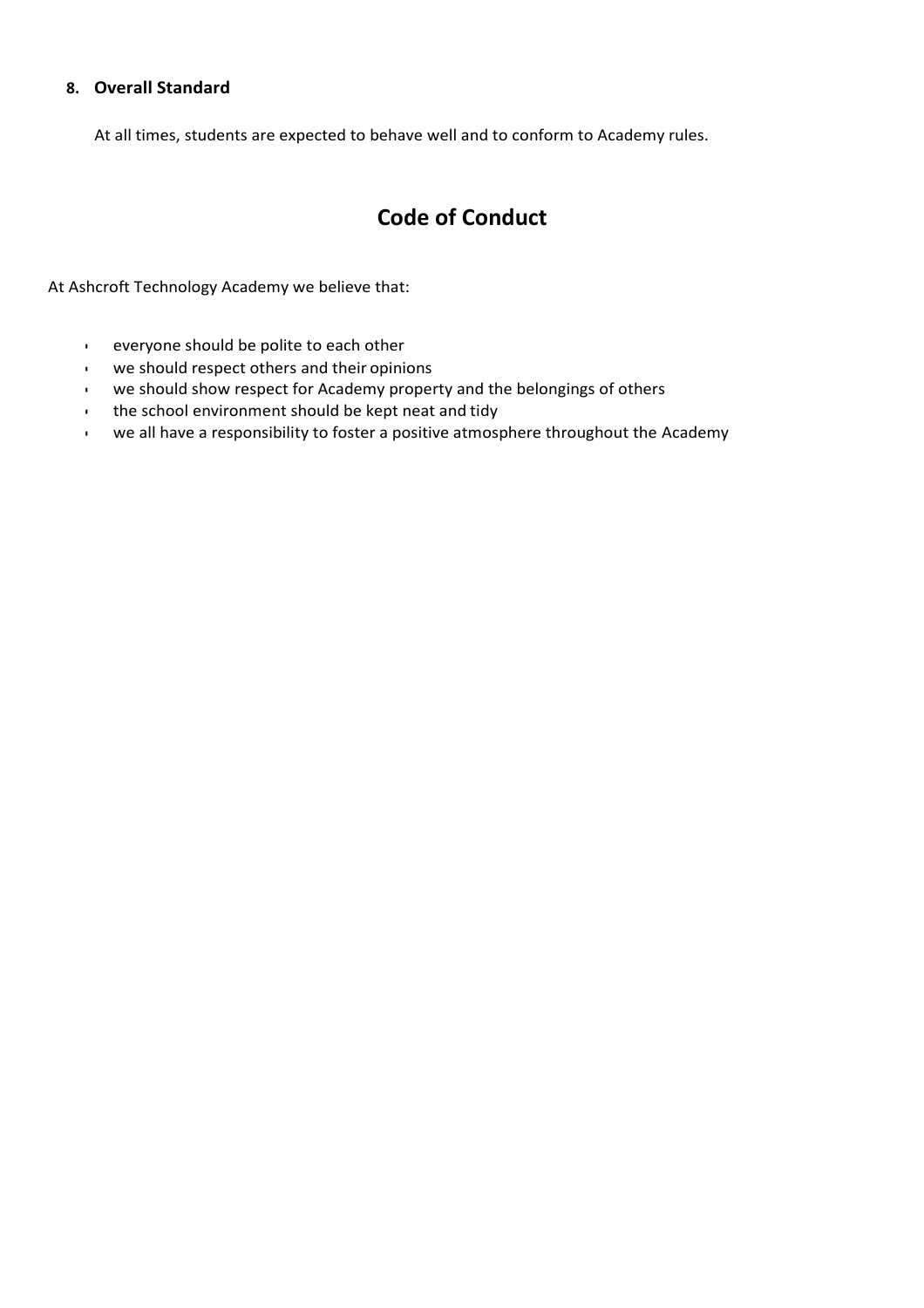### 8. Overall Standard

At all times, students are expected to behave well and to conform to Academy rules.

## Code of Conduct

At Ashcroft Technology Academy we believe that:

- everyone should be polite to each other
- we should respect others and their opinions
- we should show respect for Academy property and the belongings of others
- the school environment should be kept neat and tidy
- we all have a responsibility to foster a positive atmosphere throughout the Academy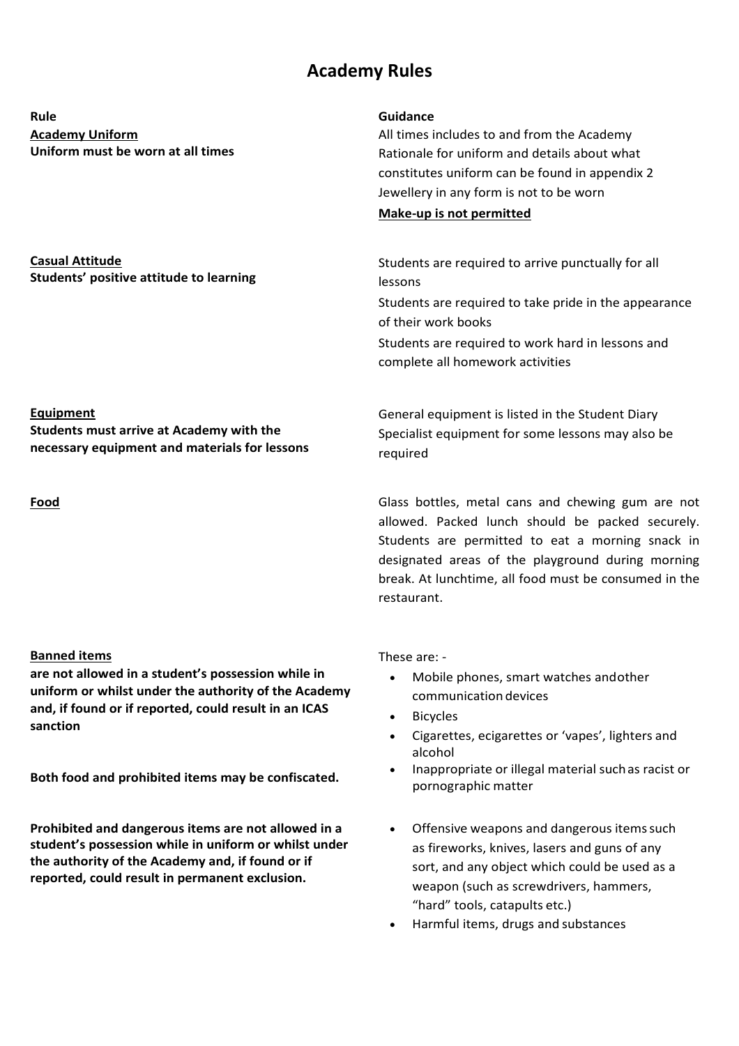# Academy Rules

| Rule | Guidance |
| --- | --- |
| **<u>Academy Uniform</u>**<br>**Uniform must be worn at all times** | All times includes to and from the Academy<br>Rationale for uniform and details about what constitutes uniform can be found in appendix 2<br>Jewellery in any form is not to be worn<br>**<u>Make-up is not permitted</u>** |
| **<u>Casual Attitude</u>**<br>**Students' positive attitude to learning** | Students are required to arrive punctually for all lessons<br>Students are required to take pride in the appearance of their work books<br>Students are required to work hard in lessons and complete all homework activities |
| **<u>Equipment</u>**<br>**Students must arrive at Academy with the necessary equipment and materials for lessons** | General equipment is listed in the Student Diary<br>Specialist equipment for some lessons may also be required |
| **<u>Food</u>** | Glass bottles, metal cans and chewing gum are not allowed. Packed lunch should be packed securely. Students are permitted to eat a morning snack in designated areas of the playground during morning break. At lunchtime, all food must be consumed in the restaurant. |
| **<u>Banned items</u>**<br>**are not allowed in a student's possession while in uniform or whilst under the authority of the Academy and, if found or if reported, could result in an ICAS sanction**<br><br>**Both food and prohibited items may be confiscated.** | These are: -<br>• Mobile phones, smart watches and other communication devices<br>• Bicycles<br>• Cigarettes, ecigarettes or 'vapes', lighters and alcohol<br>• Inappropriate or illegal material such as racist or pornographic matter |
| **Prohibited and dangerous items are not allowed in a student's possession while in uniform or whilst under the authority of the Academy and, if found or if reported, could result in permanent exclusion.** | • Offensive weapons and dangerous items such as fireworks, knives, lasers and guns of any sort, and any object which could be used as a weapon (such as screwdrivers, hammers, "hard" tools, catapults etc.)<br>• Harmful items, drugs and substances |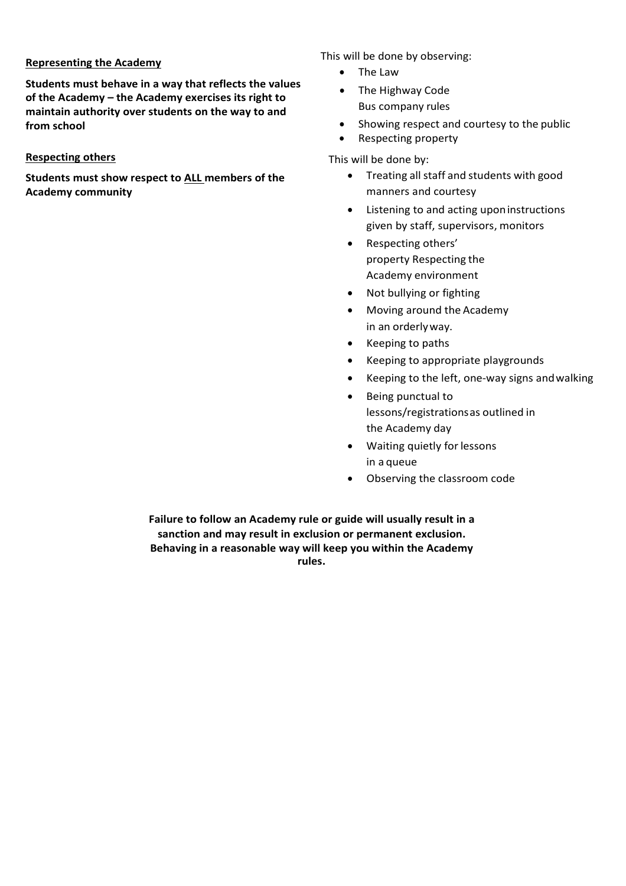**Representing the Academy**

**Students must behave in a way that reflects the values of the Academy – the Academy exercises its right to maintain authority over students on the way to and from school**

This will be done by observing:

- The Law
- The Highway Code
  Bus company rules
- Showing respect and courtesy to the public
- Respecting property

**Respecting others**

**Students must show respect to ALL members of the Academy community**

This will be done by:

- Treating all staff and students with good manners and courtesy
- Listening to and acting upon instructions given by staff, supervisors, monitors
- Respecting others' property Respecting the Academy environment
- Not bullying or fighting
- Moving around the Academy in an orderly way.
- Keeping to paths
- Keeping to appropriate playgrounds
- Keeping to the left, one-way signs and walking
- Being punctual to lessons/registrations as outlined in the Academy day
- Waiting quietly for lessons in a queue
- Observing the classroom code

**Failure to follow an Academy rule or guide will usually result in a sanction and may result in exclusion or permanent exclusion. Behaving in a reasonable way will keep you within the Academy rules.**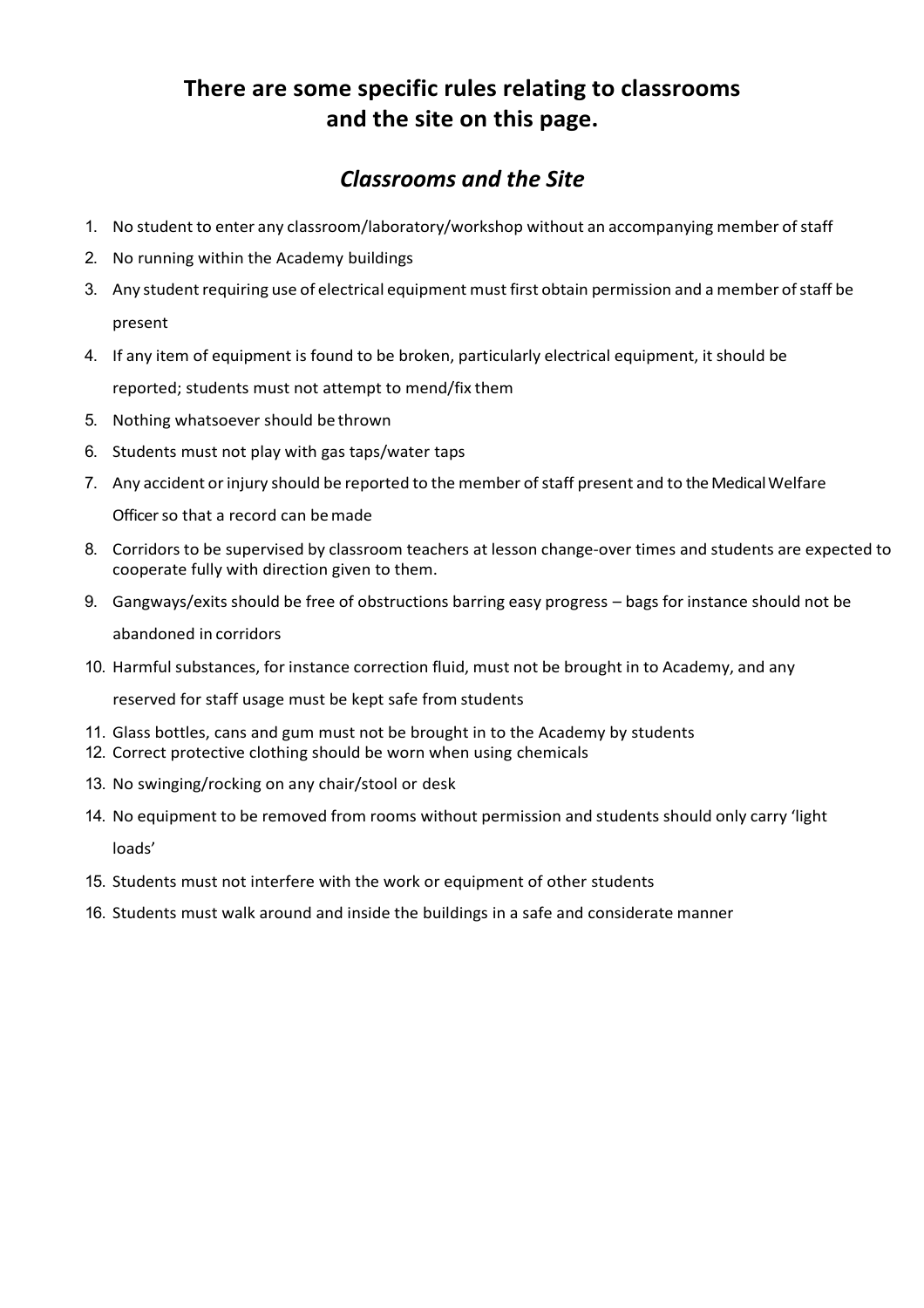## There are some specific rules relating to classrooms and the site on this page.

### *Classrooms and the Site*

1. No student to enter any classroom/laboratory/workshop without an accompanying member of staff
2. No running within the Academy buildings
3. Any student requiring use of electrical equipment must first obtain permission and a member of staff be present
4. If any item of equipment is found to be broken, particularly electrical equipment, it should be reported; students must not attempt to mend/fix them
5. Nothing whatsoever should be thrown
6. Students must not play with gas taps/water taps
7. Any accident or injury should be reported to the member of staff present and to the Medical Welfare Officer so that a record can be made
8. Corridors to be supervised by classroom teachers at lesson change-over times and students are expected to cooperate fully with direction given to them.
9. Gangways/exits should be free of obstructions barring easy progress – bags for instance should not be abandoned in corridors
10. Harmful substances, for instance correction fluid, must not be brought in to Academy, and any reserved for staff usage must be kept safe from students
11. Glass bottles, cans and gum must not be brought in to the Academy by students
12. Correct protective clothing should be worn when using chemicals
13. No swinging/rocking on any chair/stool or desk
14. No equipment to be removed from rooms without permission and students should only carry 'light loads'
15. Students must not interfere with the work or equipment of other students
16. Students must walk around and inside the buildings in a safe and considerate manner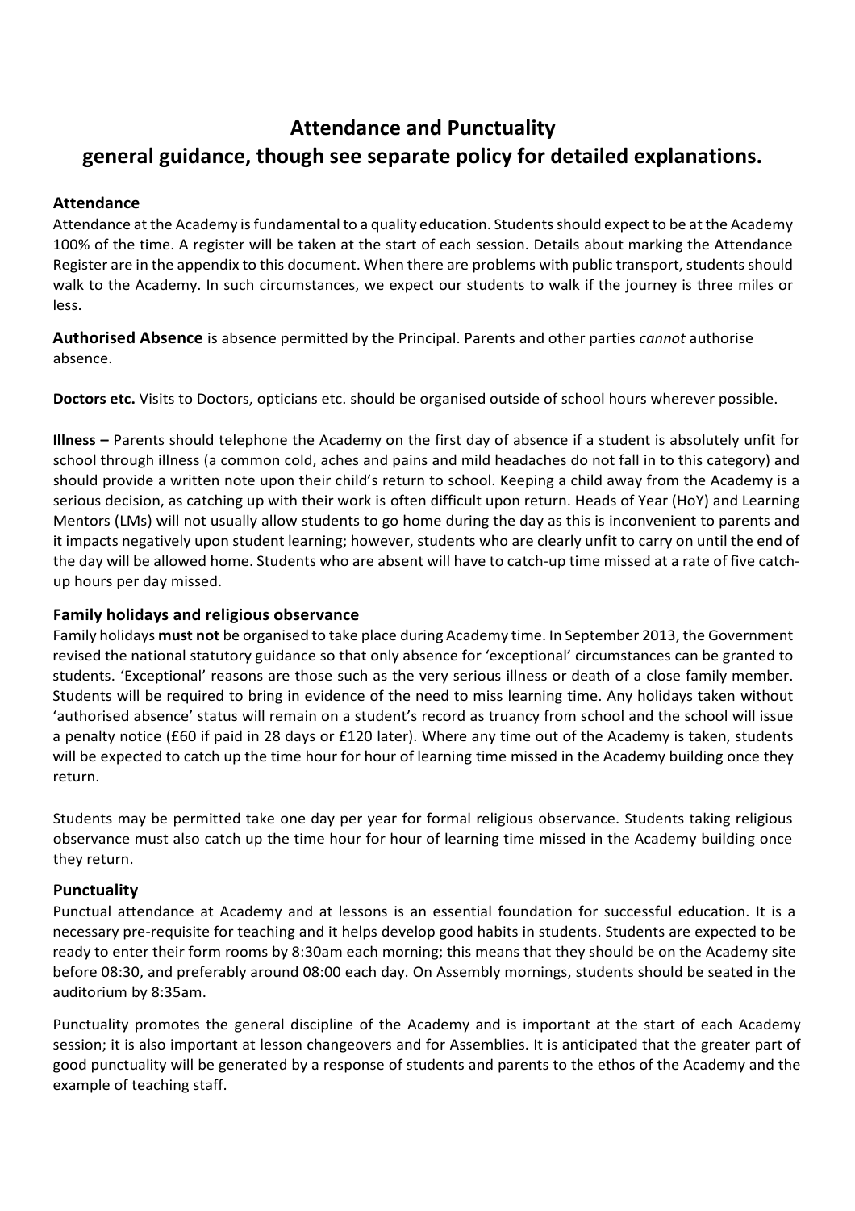# Attendance and Punctuality
# general guidance, though see separate policy for detailed explanations.

### Attendance

Attendance at the Academy is fundamental to a quality education. Students should expect to be at the Academy 100% of the time. A register will be taken at the start of each session. Details about marking the Attendance Register are in the appendix to this document. When there are problems with public transport, students should walk to the Academy. In such circumstances, we expect our students to walk if the journey is three miles or less.

**Authorised Absence** is absence permitted by the Principal. Parents and other parties *cannot* authorise absence.

**Doctors etc.** Visits to Doctors, opticians etc. should be organised outside of school hours wherever possible.

**Illness –** Parents should telephone the Academy on the first day of absence if a student is absolutely unfit for school through illness (a common cold, aches and pains and mild headaches do not fall in to this category) and should provide a written note upon their child's return to school. Keeping a child away from the Academy is a serious decision, as catching up with their work is often difficult upon return. Heads of Year (HoY) and Learning Mentors (LMs) will not usually allow students to go home during the day as this is inconvenient to parents and it impacts negatively upon student learning; however, students who are clearly unfit to carry on until the end of the day will be allowed home. Students who are absent will have to catch-up time missed at a rate of five catch-up hours per day missed.

### Family holidays and religious observance

Family holidays **must not** be organised to take place during Academy time. In September 2013, the Government revised the national statutory guidance so that only absence for 'exceptional' circumstances can be granted to students. 'Exceptional' reasons are those such as the very serious illness or death of a close family member. Students will be required to bring in evidence of the need to miss learning time. Any holidays taken without 'authorised absence' status will remain on a student's record as truancy from school and the school will issue a penalty notice (£60 if paid in 28 days or £120 later). Where any time out of the Academy is taken, students will be expected to catch up the time hour for hour of learning time missed in the Academy building once they return.

Students may be permitted take one day per year for formal religious observance. Students taking religious observance must also catch up the time hour for hour of learning time missed in the Academy building once they return.

### Punctuality

Punctual attendance at Academy and at lessons is an essential foundation for successful education. It is a necessary pre-requisite for teaching and it helps develop good habits in students. Students are expected to be ready to enter their form rooms by 8:30am each morning; this means that they should be on the Academy site before 08:30, and preferably around 08:00 each day. On Assembly mornings, students should be seated in the auditorium by 8:35am.

Punctuality promotes the general discipline of the Academy and is important at the start of each Academy session; it is also important at lesson changeovers and for Assemblies. It is anticipated that the greater part of good punctuality will be generated by a response of students and parents to the ethos of the Academy and the example of teaching staff.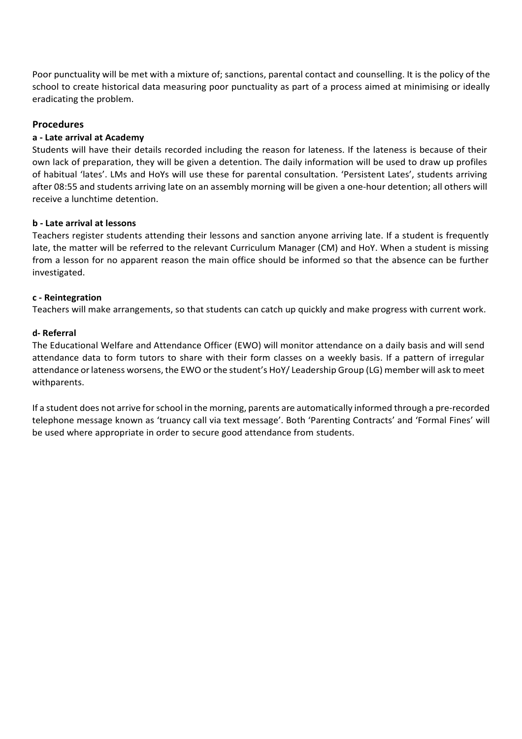Poor punctuality will be met with a mixture of; sanctions, parental contact and counselling. It is the policy of the school to create historical data measuring poor punctuality as part of a process aimed at minimising or ideally eradicating the problem.

## Procedures

**a - Late arrival at Academy**

Students will have their details recorded including the reason for lateness. If the lateness is because of their own lack of preparation, they will be given a detention. The daily information will be used to draw up profiles of habitual 'lates'. LMs and HoYs will use these for parental consultation. 'Persistent Lates', students arriving after 08:55 and students arriving late on an assembly morning will be given a one-hour detention; all others will receive a lunchtime detention.

**b - Late arrival at lessons**

Teachers register students attending their lessons and sanction anyone arriving late. If a student is frequently late, the matter will be referred to the relevant Curriculum Manager (CM) and HoY. When a student is missing from a lesson for no apparent reason the main office should be informed so that the absence can be further investigated.

**c - Reintegration**

Teachers will make arrangements, so that students can catch up quickly and make progress with current work.

**d- Referral**

The Educational Welfare and Attendance Officer (EWO) will monitor attendance on a daily basis and will send attendance data to form tutors to share with their form classes on a weekly basis. If a pattern of irregular attendance or lateness worsens, the EWO or the student's HoY/ Leadership Group (LG) member will ask to meet withparents.

If a student does not arrive for school in the morning, parents are automatically informed through a pre-recorded telephone message known as 'truancy call via text message'. Both 'Parenting Contracts' and 'Formal Fines' will be used where appropriate in order to secure good attendance from students.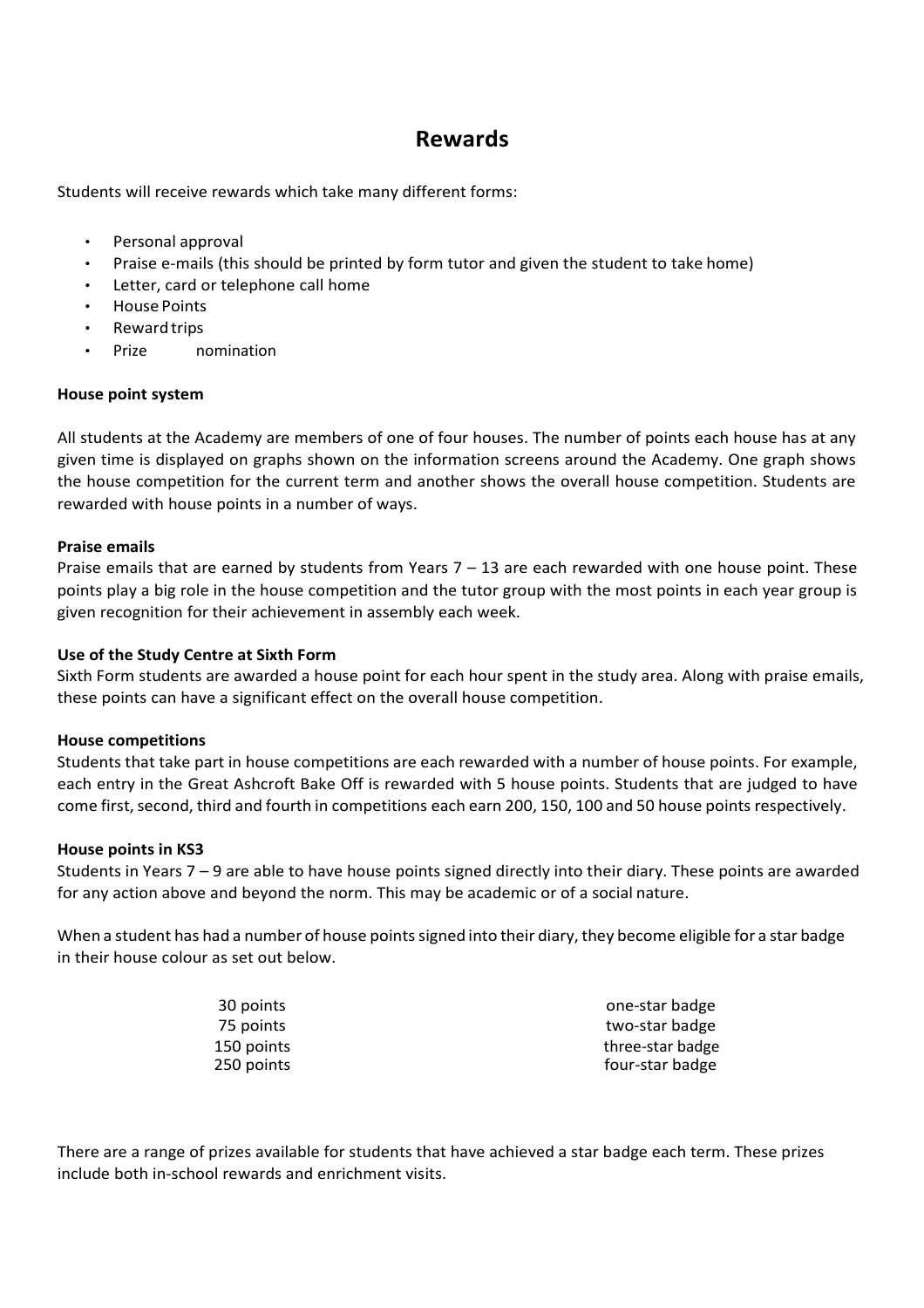# Rewards

Students will receive rewards which take many different forms:

- Personal approval
- Praise e-mails (this should be printed by form tutor and given the student to take home)
- Letter, card or telephone call home
- House Points
- Reward trips
- Prize nomination

**House point system**

All students at the Academy are members of one of four houses. The number of points each house has at any given time is displayed on graphs shown on the information screens around the Academy. One graph shows the house competition for the current term and another shows the overall house competition. Students are rewarded with house points in a number of ways.

**Praise emails**

Praise emails that are earned by students from Years 7 – 13 are each rewarded with one house point. These points play a big role in the house competition and the tutor group with the most points in each year group is given recognition for their achievement in assembly each week.

**Use of the Study Centre at Sixth Form**

Sixth Form students are awarded a house point for each hour spent in the study area. Along with praise emails, these points can have a significant effect on the overall house competition.

**House competitions**

Students that take part in house competitions are each rewarded with a number of house points. For example, each entry in the Great Ashcroft Bake Off is rewarded with 5 house points. Students that are judged to have come first, second, third and fourth in competitions each earn 200, 150, 100 and 50 house points respectively.

**House points in KS3**

Students in Years 7 – 9 are able to have house points signed directly into their diary. These points are awarded for any action above and beyond the norm. This may be academic or of a social nature.

When a student has had a number of house points signed into their diary, they become eligible for a star badge in their house colour as set out below.

| | |
|---|---|
| 30 points | one-star badge |
| 75 points | two-star badge |
| 150 points | three-star badge |
| 250 points | four-star badge |

There are a range of prizes available for students that have achieved a star badge each term. These prizes include both in-school rewards and enrichment visits.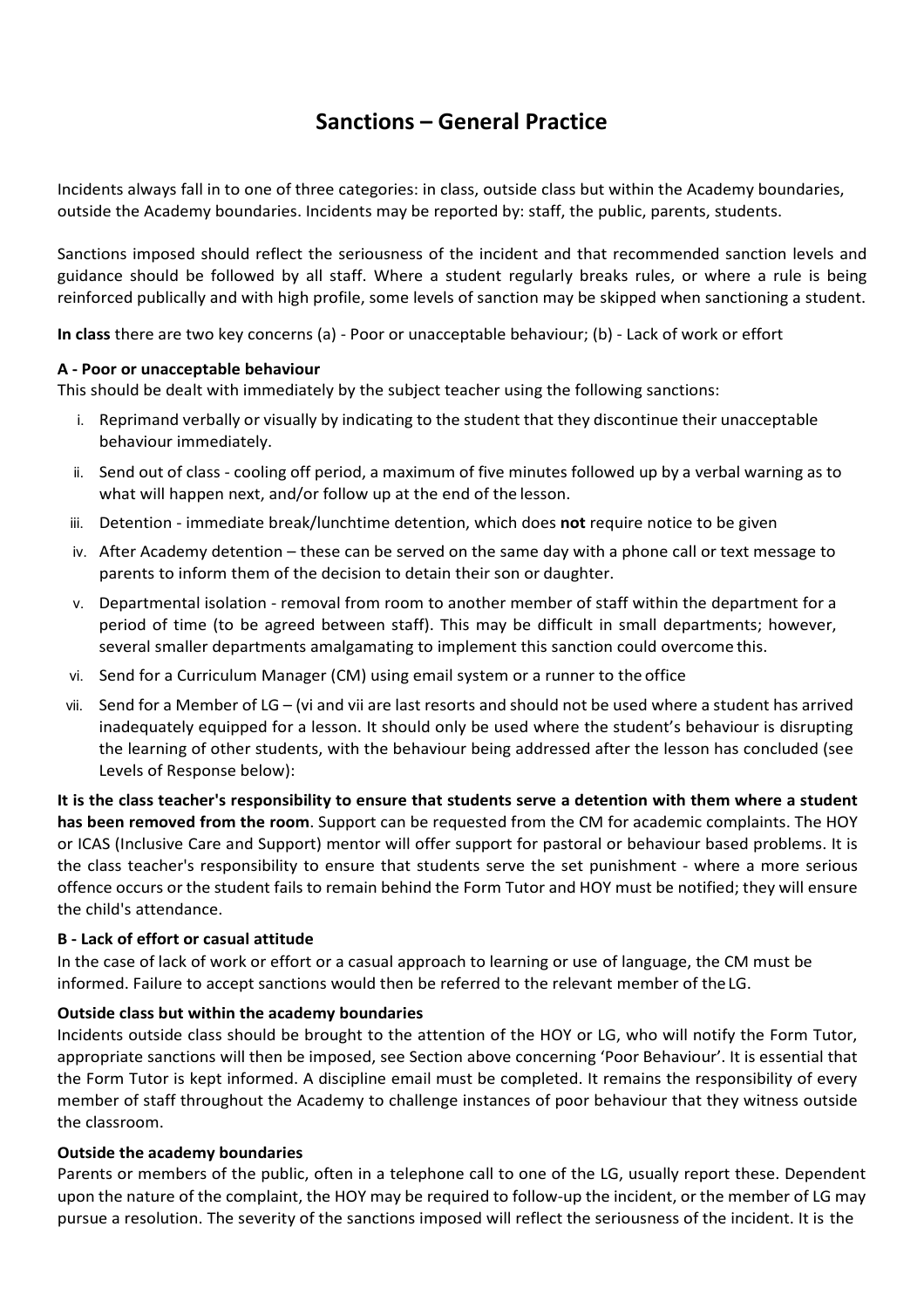# Sanctions – General Practice

Incidents always fall in to one of three categories: in class, outside class but within the Academy boundaries, outside the Academy boundaries. Incidents may be reported by: staff, the public, parents, students.

Sanctions imposed should reflect the seriousness of the incident and that recommended sanction levels and guidance should be followed by all staff. Where a student regularly breaks rules, or where a rule is being reinforced publically and with high profile, some levels of sanction may be skipped when sanctioning a student.

**In class** there are two key concerns (a) - Poor or unacceptable behaviour; (b) - Lack of work or effort

**A - Poor or unacceptable behaviour**

This should be dealt with immediately by the subject teacher using the following sanctions:

i. Reprimand verbally or visually by indicating to the student that they discontinue their unacceptable behaviour immediately.
ii. Send out of class - cooling off period, a maximum of five minutes followed up by a verbal warning as to what will happen next, and/or follow up at the end of the lesson.
iii. Detention - immediate break/lunchtime detention, which does **not** require notice to be given
iv. After Academy detention – these can be served on the same day with a phone call or text message to parents to inform them of the decision to detain their son or daughter.
v. Departmental isolation - removal from room to another member of staff within the department for a period of time (to be agreed between staff). This may be difficult in small departments; however, several smaller departments amalgamating to implement this sanction could overcome this.
vi. Send for a Curriculum Manager (CM) using email system or a runner to the office
vii. Send for a Member of LG – (vi and vii are last resorts and should not be used where a student has arrived inadequately equipped for a lesson. It should only be used where the student's behaviour is disrupting the learning of other students, with the behaviour being addressed after the lesson has concluded (see Levels of Response below):

**It is the class teacher's responsibility to ensure that students serve a detention with them where a student has been removed from the room**. Support can be requested from the CM for academic complaints. The HOY or ICAS (Inclusive Care and Support) mentor will offer support for pastoral or behaviour based problems. It is the class teacher's responsibility to ensure that students serve the set punishment - where a more serious offence occurs or the student fails to remain behind the Form Tutor and HOY must be notified; they will ensure the child's attendance.

**B - Lack of effort or casual attitude**

In the case of lack of work or effort or a casual approach to learning or use of language, the CM must be informed. Failure to accept sanctions would then be referred to the relevant member of the LG.

**Outside class but within the academy boundaries**

Incidents outside class should be brought to the attention of the HOY or LG, who will notify the Form Tutor, appropriate sanctions will then be imposed, see Section above concerning 'Poor Behaviour'. It is essential that the Form Tutor is kept informed. A discipline email must be completed. It remains the responsibility of every member of staff throughout the Academy to challenge instances of poor behaviour that they witness outside the classroom.

**Outside the academy boundaries**

Parents or members of the public, often in a telephone call to one of the LG, usually report these. Dependent upon the nature of the complaint, the HOY may be required to follow-up the incident, or the member of LG may pursue a resolution. The severity of the sanctions imposed will reflect the seriousness of the incident. It is the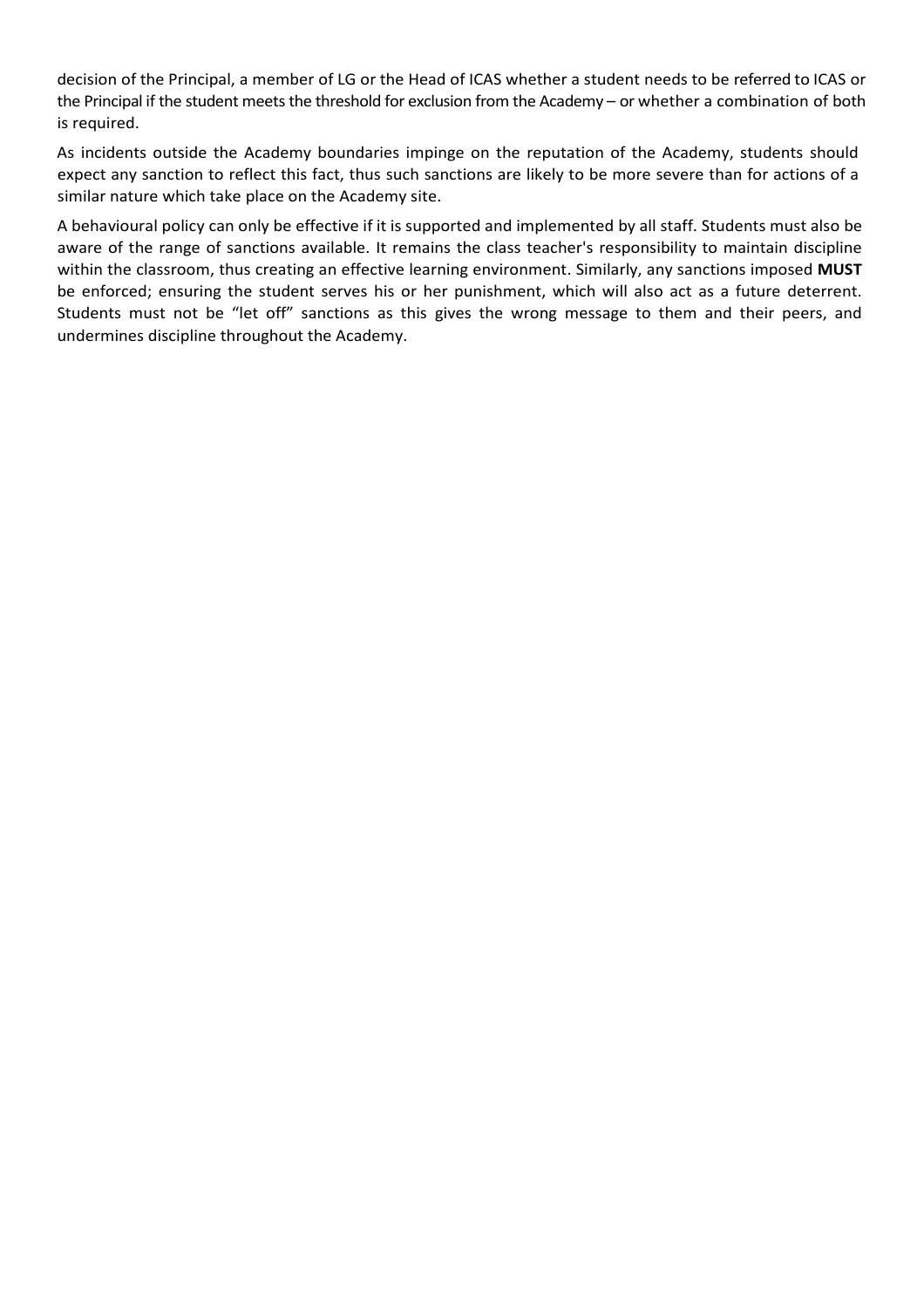decision of the Principal, a member of LG or the Head of ICAS whether a student needs to be referred to ICAS or the Principal if the student meets the threshold for exclusion from the Academy – or whether a combination of both is required.

As incidents outside the Academy boundaries impinge on the reputation of the Academy, students should expect any sanction to reflect this fact, thus such sanctions are likely to be more severe than for actions of a similar nature which take place on the Academy site.

A behavioural policy can only be effective if it is supported and implemented by all staff. Students must also be aware of the range of sanctions available. It remains the class teacher's responsibility to maintain discipline within the classroom, thus creating an effective learning environment. Similarly, any sanctions imposed **MUST** be enforced; ensuring the student serves his or her punishment, which will also act as a future deterrent. Students must not be "let off" sanctions as this gives the wrong message to them and their peers, and undermines discipline throughout the Academy.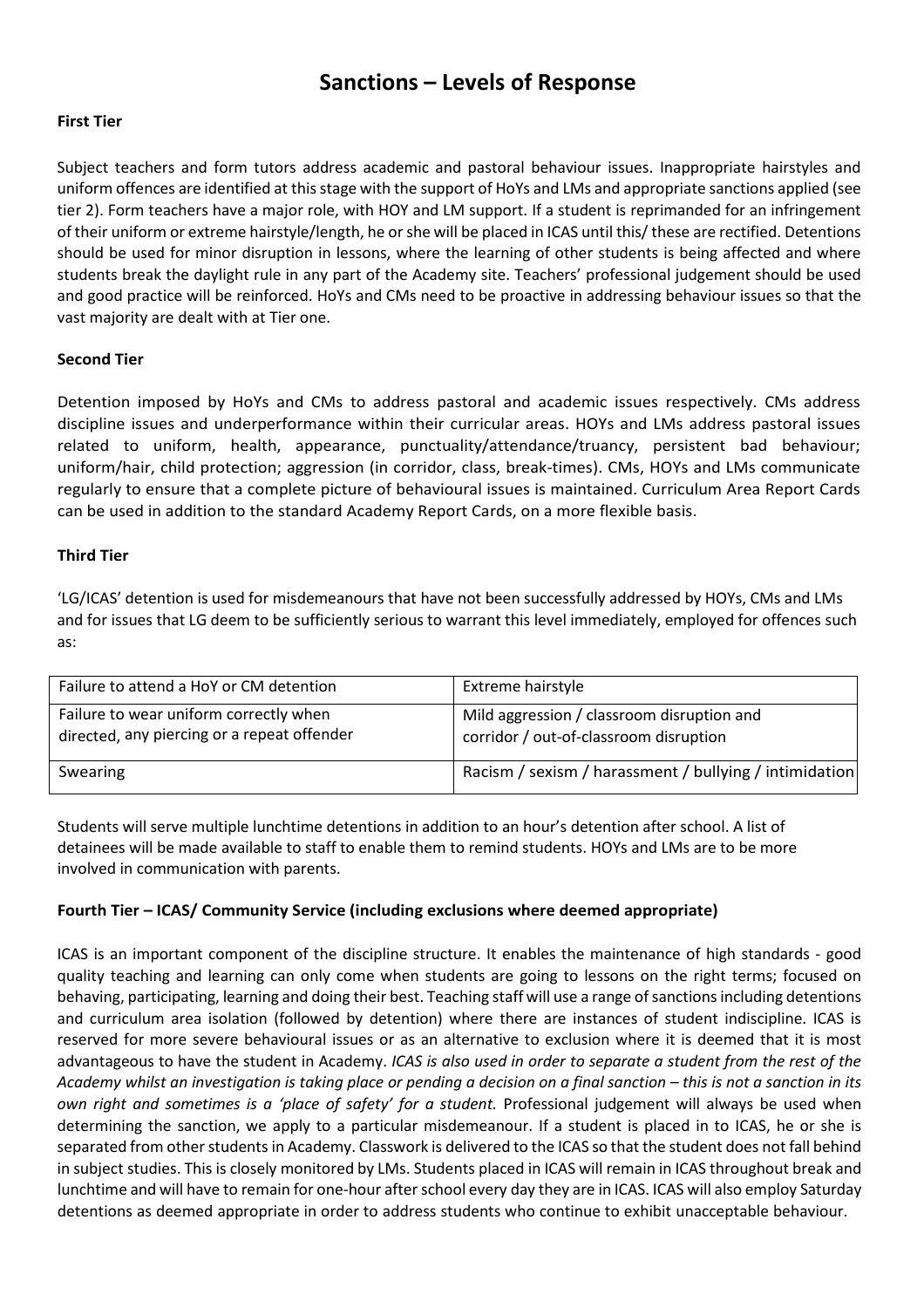# Sanctions – Levels of Response

**First Tier**

Subject teachers and form tutors address academic and pastoral behaviour issues. Inappropriate hairstyles and uniform offences are identified at this stage with the support of HoYs and LMs and appropriate sanctions applied (see tier 2). Form teachers have a major role, with HOY and LM support. If a student is reprimanded for an infringement of their uniform or extreme hairstyle/length, he or she will be placed in ICAS until this/ these are rectified. Detentions should be used for minor disruption in lessons, where the learning of other students is being affected and where students break the daylight rule in any part of the Academy site. Teachers' professional judgement should be used and good practice will be reinforced. HoYs and CMs need to be proactive in addressing behaviour issues so that the vast majority are dealt with at Tier one.

**Second Tier**

Detention imposed by HoYs and CMs to address pastoral and academic issues respectively. CMs address discipline issues and underperformance within their curricular areas. HOYs and LMs address pastoral issues related to uniform, health, appearance, punctuality/attendance/truancy, persistent bad behaviour; uniform/hair, child protection; aggression (in corridor, class, break-times). CMs, HOYs and LMs communicate regularly to ensure that a complete picture of behavioural issues is maintained. Curriculum Area Report Cards can be used in addition to the standard Academy Report Cards, on a more flexible basis.

**Third Tier**

'LG/ICAS' detention is used for misdemeanours that have not been successfully addressed by HOYs, CMs and LMs and for issues that LG deem to be sufficiently serious to warrant this level immediately, employed for offences such as:

| | |
|---|---|
| Failure to attend a HoY or CM detention | Extreme hairstyle |
| Failure to wear uniform correctly when directed, any piercing or a repeat offender | Mild aggression / classroom disruption and corridor / out-of-classroom disruption |
| Swearing | Racism / sexism / harassment / bullying / intimidation |

Students will serve multiple lunchtime detentions in addition to an hour's detention after school. A list of detainees will be made available to staff to enable them to remind students. HOYs and LMs are to be more involved in communication with parents.

**Fourth Tier – ICAS/ Community Service (including exclusions where deemed appropriate)**

ICAS is an important component of the discipline structure. It enables the maintenance of high standards - good quality teaching and learning can only come when students are going to lessons on the right terms; focused on behaving, participating, learning and doing their best. Teaching staff will use a range of sanctions including detentions and curriculum area isolation (followed by detention) where there are instances of student indiscipline. ICAS is reserved for more severe behavioural issues or as an alternative to exclusion where it is deemed that it is most advantageous to have the student in Academy. *ICAS is also used in order to separate a student from the rest of the Academy whilst an investigation is taking place or pending a decision on a final sanction – this is not a sanction in its own right and sometimes is a 'place of safety' for a student.* Professional judgement will always be used when determining the sanction, we apply to a particular misdemeanour. If a student is placed in to ICAS, he or she is separated from other students in Academy. Classwork is delivered to the ICAS so that the student does not fall behind in subject studies. This is closely monitored by LMs. Students placed in ICAS will remain in ICAS throughout break and lunchtime and will have to remain for one-hour after school every day they are in ICAS. ICAS will also employ Saturday detentions as deemed appropriate in order to address students who continue to exhibit unacceptable behaviour.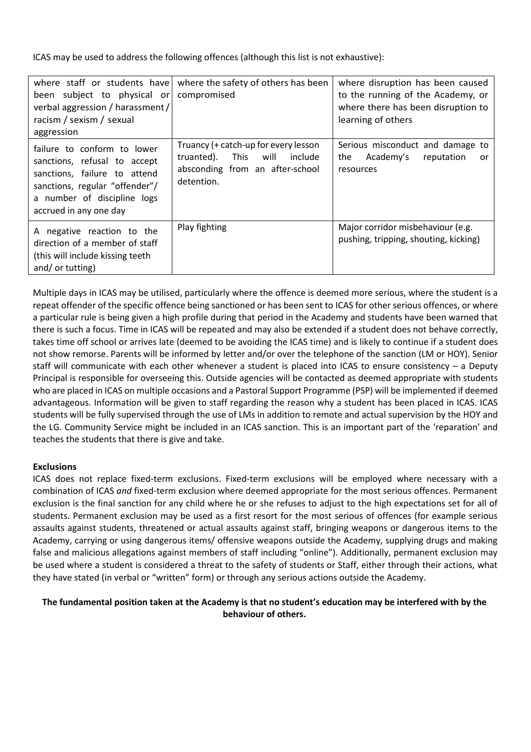ICAS may be used to address the following offences (although this list is not exhaustive):

| | | |
|---|---|---|
| where staff or students have been subject to physical or verbal aggression / harassment / racism / sexism / sexual aggression | where the safety of others has been compromised | where disruption has been caused to the running of the Academy, or where there has been disruption to learning of others |
| failure to conform to lower sanctions, refusal to accept sanctions, failure to attend sanctions, regular "offender"/ a number of discipline logs accrued in any one day | Truancy (+ catch-up for every lesson truanted). This will include absconding from an after-school detention. | Serious misconduct and damage to the Academy's reputation or resources |
| A negative reaction to the direction of a member of staff (this will include kissing teeth and/ or tutting) | Play fighting | Major corridor misbehaviour (e.g. pushing, tripping, shouting, kicking) |

Multiple days in ICAS may be utilised, particularly where the offence is deemed more serious, where the student is a repeat offender of the specific offence being sanctioned or has been sent to ICAS for other serious offences, or where a particular rule is being given a high profile during that period in the Academy and students have been warned that there is such a focus. Time in ICAS will be repeated and may also be extended if a student does not behave correctly, takes time off school or arrives late (deemed to be avoiding the ICAS time) and is likely to continue if a student does not show remorse. Parents will be informed by letter and/or over the telephone of the sanction (LM or HOY). Senior staff will communicate with each other whenever a student is placed into ICAS to ensure consistency – a Deputy Principal is responsible for overseeing this. Outside agencies will be contacted as deemed appropriate with students who are placed in ICAS on multiple occasions and a Pastoral Support Programme (PSP) will be implemented if deemed advantageous. Information will be given to staff regarding the reason why a student has been placed in ICAS. ICAS students will be fully supervised through the use of LMs in addition to remote and actual supervision by the HOY and the LG. Community Service might be included in an ICAS sanction. This is an important part of the 'reparation' and teaches the students that there is give and take.

**Exclusions**

ICAS does not replace fixed-term exclusions. Fixed-term exclusions will be employed where necessary with a combination of ICAS *and* fixed-term exclusion where deemed appropriate for the most serious offences. Permanent exclusion is the final sanction for any child where he or she refuses to adjust to the high expectations set for all of students. Permanent exclusion may be used as a first resort for the most serious of offences (for example serious assaults against students, threatened or actual assaults against staff, bringing weapons or dangerous items to the Academy, carrying or using dangerous items/ offensive weapons outside the Academy, supplying drugs and making false and malicious allegations against members of staff including "online"). Additionally, permanent exclusion may be used where a student is considered a threat to the safety of students or Staff, either through their actions, what they have stated (in verbal or "written" form) or through any serious actions outside the Academy.

**The fundamental position taken at the Academy is that no student's education may be interfered with by the behaviour of others.**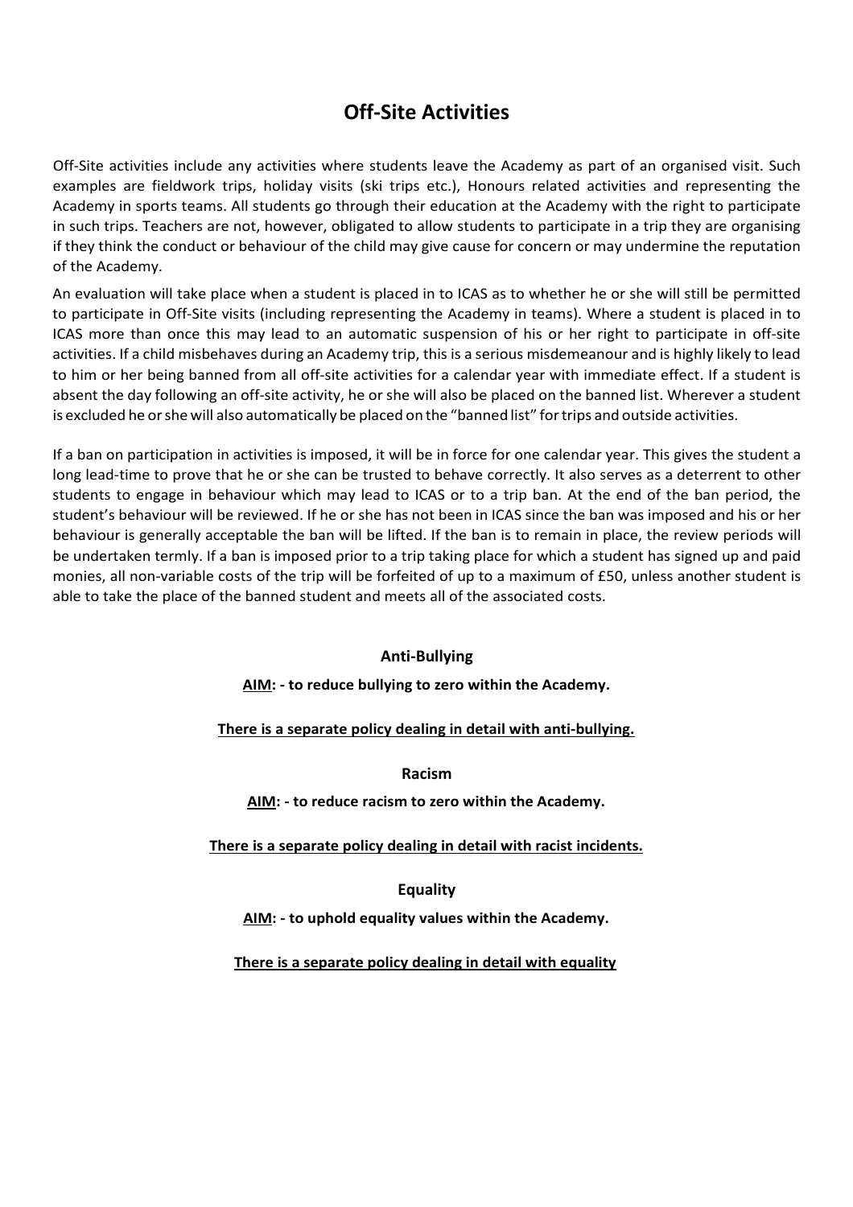# Off-Site Activities

Off-Site activities include any activities where students leave the Academy as part of an organised visit. Such examples are fieldwork trips, holiday visits (ski trips etc.), Honours related activities and representing the Academy in sports teams. All students go through their education at the Academy with the right to participate in such trips. Teachers are not, however, obligated to allow students to participate in a trip they are organising if they think the conduct or behaviour of the child may give cause for concern or may undermine the reputation of the Academy.

An evaluation will take place when a student is placed in to ICAS as to whether he or she will still be permitted to participate in Off-Site visits (including representing the Academy in teams). Where a student is placed in to ICAS more than once this may lead to an automatic suspension of his or her right to participate in off-site activities. If a child misbehaves during an Academy trip, this is a serious misdemeanour and is highly likely to lead to him or her being banned from all off-site activities for a calendar year with immediate effect. If a student is absent the day following an off-site activity, he or she will also be placed on the banned list. Wherever a student is excluded he or she will also automatically be placed on the "banned list" for trips and outside activities.

If a ban on participation in activities is imposed, it will be in force for one calendar year. This gives the student a long lead-time to prove that he or she can be trusted to behave correctly. It also serves as a deterrent to other students to engage in behaviour which may lead to ICAS or to a trip ban. At the end of the ban period, the student's behaviour will be reviewed. If he or she has not been in ICAS since the ban was imposed and his or her behaviour is generally acceptable the ban will be lifted. If the ban is to remain in place, the review periods will be undertaken termly. If a ban is imposed prior to a trip taking place for which a student has signed up and paid monies, all non-variable costs of the trip will be forfeited of up to a maximum of £50, unless another student is able to take the place of the banned student and meets all of the associated costs.

### Anti-Bullying

**AIM: - to reduce bullying to zero within the Academy.**

**There is a separate policy dealing in detail with anti-bullying.**

### Racism

**AIM: - to reduce racism to zero within the Academy.**

**There is a separate policy dealing in detail with racist incidents.**

### Equality

**AIM: - to uphold equality values within the Academy.**

**There is a separate policy dealing in detail with equality**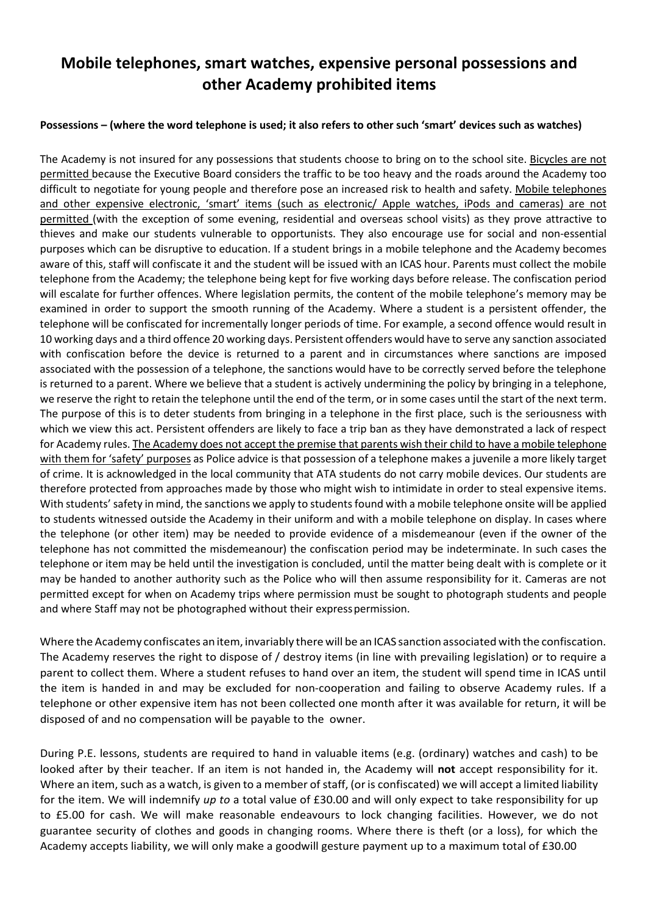# Mobile telephones, smart watches, expensive personal possessions and other Academy prohibited items

**Possessions – (where the word telephone is used; it also refers to other such 'smart' devices such as watches)**

The Academy is not insured for any possessions that students choose to bring on to the school site. <u>Bicycles are not permitted</u> because the Executive Board considers the traffic to be too heavy and the roads around the Academy too difficult to negotiate for young people and therefore pose an increased risk to health and safety. <u>Mobile telephones and other expensive electronic, 'smart' items (such as electronic/ Apple watches, iPods and cameras) are not permitted</u> (with the exception of some evening, residential and overseas school visits) as they prove attractive to thieves and make our students vulnerable to opportunists. They also encourage use for social and non-essential purposes which can be disruptive to education. If a student brings in a mobile telephone and the Academy becomes aware of this, staff will confiscate it and the student will be issued with an ICAS hour. Parents must collect the mobile telephone from the Academy; the telephone being kept for five working days before release. The confiscation period will escalate for further offences. Where legislation permits, the content of the mobile telephone's memory may be examined in order to support the smooth running of the Academy. Where a student is a persistent offender, the telephone will be confiscated for incrementally longer periods of time. For example, a second offence would result in 10 working days and a third offence 20 working days. Persistent offenders would have to serve any sanction associated with confiscation before the device is returned to a parent and in circumstances where sanctions are imposed associated with the possession of a telephone, the sanctions would have to be correctly served before the telephone is returned to a parent. Where we believe that a student is actively undermining the policy by bringing in a telephone, we reserve the right to retain the telephone until the end of the term, or in some cases until the start of the next term. The purpose of this is to deter students from bringing in a telephone in the first place, such is the seriousness with which we view this act. Persistent offenders are likely to face a trip ban as they have demonstrated a lack of respect for Academy rules. <u>The Academy does not accept the premise that parents wish their child to have a mobile telephone with them for 'safety' purposes</u> as Police advice is that possession of a telephone makes a juvenile a more likely target of crime. It is acknowledged in the local community that ATA students do not carry mobile devices. Our students are therefore protected from approaches made by those who might wish to intimidate in order to steal expensive items. With students' safety in mind, the sanctions we apply to students found with a mobile telephone onsite will be applied to students witnessed outside the Academy in their uniform and with a mobile telephone on display. In cases where the telephone (or other item) may be needed to provide evidence of a misdemeanour (even if the owner of the telephone has not committed the misdemeanour) the confiscation period may be indeterminate. In such cases the telephone or item may be held until the investigation is concluded, until the matter being dealt with is complete or it may be handed to another authority such as the Police who will then assume responsibility for it. Cameras are not permitted except for when on Academy trips where permission must be sought to photograph students and people and where Staff may not be photographed without their express permission.

Where the Academy confiscates an item, invariably there will be an ICAS sanction associated with the confiscation. The Academy reserves the right to dispose of / destroy items (in line with prevailing legislation) or to require a parent to collect them. Where a student refuses to hand over an item, the student will spend time in ICAS until the item is handed in and may be excluded for non-cooperation and failing to observe Academy rules. If a telephone or other expensive item has not been collected one month after it was available for return, it will be disposed of and no compensation will be payable to the owner.

During P.E. lessons, students are required to hand in valuable items (e.g. (ordinary) watches and cash) to be looked after by their teacher. If an item is not handed in, the Academy will **not** accept responsibility for it. Where an item, such as a watch, is given to a member of staff, (or is confiscated) we will accept a limited liability for the item. We will indemnify *up to* a total value of £30.00 and will only expect to take responsibility for up to £5.00 for cash. We will make reasonable endeavours to lock changing facilities. However, we do not guarantee security of clothes and goods in changing rooms. Where there is theft (or a loss), for which the Academy accepts liability, we will only make a goodwill gesture payment up to a maximum total of £30.00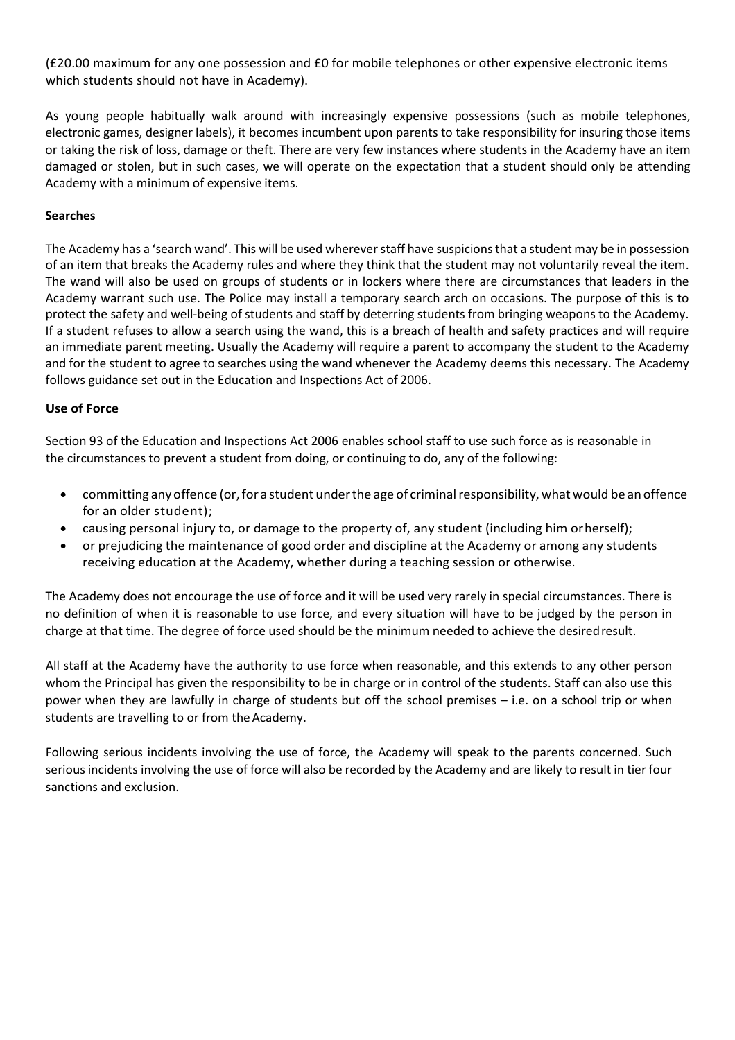(£20.00 maximum for any one possession and £0 for mobile telephones or other expensive electronic items which students should not have in Academy).

As young people habitually walk around with increasingly expensive possessions (such as mobile telephones, electronic games, designer labels), it becomes incumbent upon parents to take responsibility for insuring those items or taking the risk of loss, damage or theft. There are very few instances where students in the Academy have an item damaged or stolen, but in such cases, we will operate on the expectation that a student should only be attending Academy with a minimum of expensive items.

**Searches**

The Academy has a 'search wand'. This will be used wherever staff have suspicions that a student may be in possession of an item that breaks the Academy rules and where they think that the student may not voluntarily reveal the item. The wand will also be used on groups of students or in lockers where there are circumstances that leaders in the Academy warrant such use. The Police may install a temporary search arch on occasions. The purpose of this is to protect the safety and well-being of students and staff by deterring students from bringing weapons to the Academy. If a student refuses to allow a search using the wand, this is a breach of health and safety practices and will require an immediate parent meeting. Usually the Academy will require a parent to accompany the student to the Academy and for the student to agree to searches using the wand whenever the Academy deems this necessary. The Academy follows guidance set out in the Education and Inspections Act of 2006.

**Use of Force**

Section 93 of the Education and Inspections Act 2006 enables school staff to use such force as is reasonable in the circumstances to prevent a student from doing, or continuing to do, any of the following:

- committing any offence (or, for a student under the age of criminal responsibility, what would be an offence for an older student);
- causing personal injury to, or damage to the property of, any student (including him or herself);
- or prejudicing the maintenance of good order and discipline at the Academy or among any students receiving education at the Academy, whether during a teaching session or otherwise.

The Academy does not encourage the use of force and it will be used very rarely in special circumstances. There is no definition of when it is reasonable to use force, and every situation will have to be judged by the person in charge at that time. The degree of force used should be the minimum needed to achieve the desired result.

All staff at the Academy have the authority to use force when reasonable, and this extends to any other person whom the Principal has given the responsibility to be in charge or in control of the students. Staff can also use this power when they are lawfully in charge of students but off the school premises – i.e. on a school trip or when students are travelling to or from the Academy.

Following serious incidents involving the use of force, the Academy will speak to the parents concerned. Such serious incidents involving the use of force will also be recorded by the Academy and are likely to result in tier four sanctions and exclusion.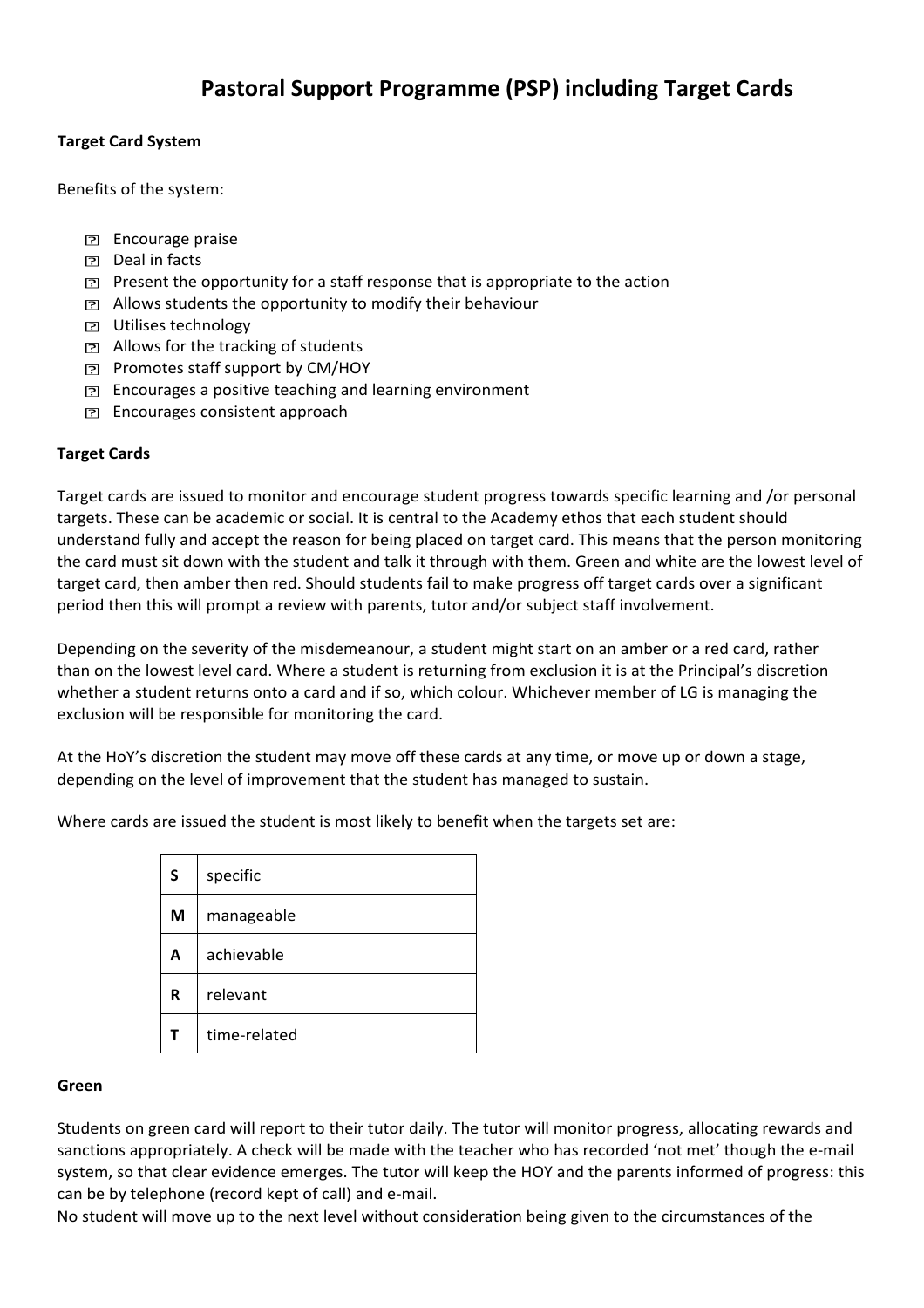# Pastoral Support Programme (PSP) including Target Cards

**Target Card System**

Benefits of the system:

- Encourage praise
- Deal in facts
- Present the opportunity for a staff response that is appropriate to the action
- Allows students the opportunity to modify their behaviour
- Utilises technology
- Allows for the tracking of students
- Promotes staff support by CM/HOY
- Encourages a positive teaching and learning environment
- Encourages consistent approach

**Target Cards**

Target cards are issued to monitor and encourage student progress towards specific learning and /or personal targets. These can be academic or social. It is central to the Academy ethos that each student should understand fully and accept the reason for being placed on target card. This means that the person monitoring the card must sit down with the student and talk it through with them. Green and white are the lowest level of target card, then amber then red. Should students fail to make progress off target cards over a significant period then this will prompt a review with parents, tutor and/or subject staff involvement.

Depending on the severity of the misdemeanour, a student might start on an amber or a red card, rather than on the lowest level card. Where a student is returning from exclusion it is at the Principal's discretion whether a student returns onto a card and if so, which colour. Whichever member of LG is managing the exclusion will be responsible for monitoring the card.

At the HoY's discretion the student may move off these cards at any time, or move up or down a stage, depending on the level of improvement that the student has managed to sustain.

Where cards are issued the student is most likely to benefit when the targets set are:

| | |
|---|---|
| **S** | specific |
| **M** | manageable |
| **A** | achievable |
| **R** | relevant |
| **T** | time-related |

**Green**

Students on green card will report to their tutor daily. The tutor will monitor progress, allocating rewards and sanctions appropriately. A check will be made with the teacher who has recorded 'not met' though the e-mail system, so that clear evidence emerges. The tutor will keep the HOY and the parents informed of progress: this can be by telephone (record kept of call) and e-mail.
No student will move up to the next level without consideration being given to the circumstances of the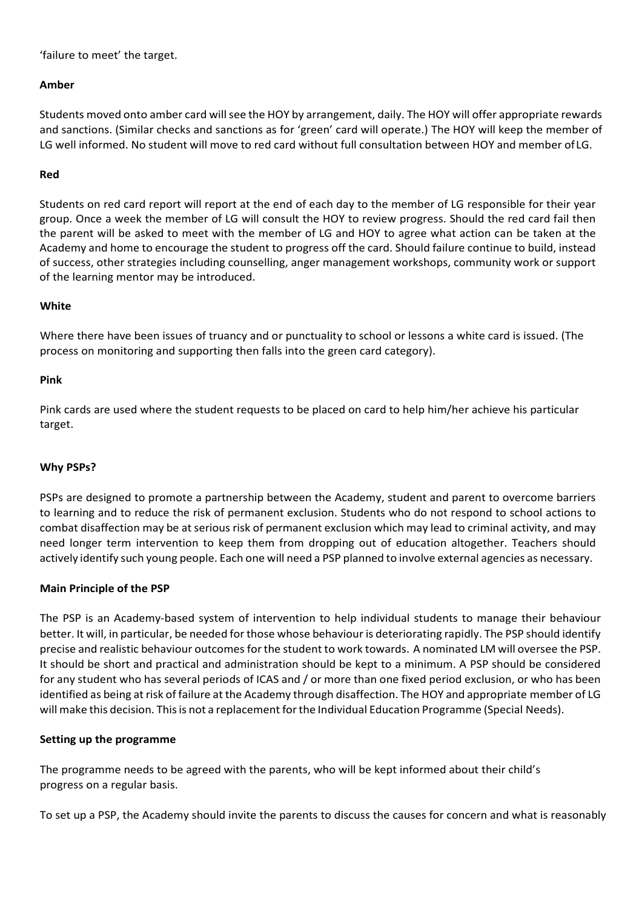'failure to meet' the target.

**Amber**

Students moved onto amber card will see the HOY by arrangement, daily. The HOY will offer appropriate rewards and sanctions. (Similar checks and sanctions as for 'green' card will operate.) The HOY will keep the member of LG well informed. No student will move to red card without full consultation between HOY and member of LG.

**Red**

Students on red card report will report at the end of each day to the member of LG responsible for their year group. Once a week the member of LG will consult the HOY to review progress. Should the red card fail then the parent will be asked to meet with the member of LG and HOY to agree what action can be taken at the Academy and home to encourage the student to progress off the card. Should failure continue to build, instead of success, other strategies including counselling, anger management workshops, community work or support of the learning mentor may be introduced.

**White**

Where there have been issues of truancy and or punctuality to school or lessons a white card is issued. (The process on monitoring and supporting then falls into the green card category).

**Pink**

Pink cards are used where the student requests to be placed on card to help him/her achieve his particular target.

**Why PSPs?**

PSPs are designed to promote a partnership between the Academy, student and parent to overcome barriers to learning and to reduce the risk of permanent exclusion. Students who do not respond to school actions to combat disaffection may be at serious risk of permanent exclusion which may lead to criminal activity, and may need longer term intervention to keep them from dropping out of education altogether. Teachers should actively identify such young people. Each one will need a PSP planned to involve external agencies as necessary.

**Main Principle of the PSP**

The PSP is an Academy-based system of intervention to help individual students to manage their behaviour better. It will, in particular, be needed for those whose behaviour is deteriorating rapidly. The PSP should identify precise and realistic behaviour outcomes for the student to work towards. A nominated LM will oversee the PSP. It should be short and practical and administration should be kept to a minimum. A PSP should be considered for any student who has several periods of ICAS and / or more than one fixed period exclusion, or who has been identified as being at risk of failure at the Academy through disaffection. The HOY and appropriate member of LG will make this decision. This is not a replacement for the Individual Education Programme (Special Needs).

**Setting up the programme**

The programme needs to be agreed with the parents, who will be kept informed about their child's progress on a regular basis.

To set up a PSP, the Academy should invite the parents to discuss the causes for concern and what is reasonably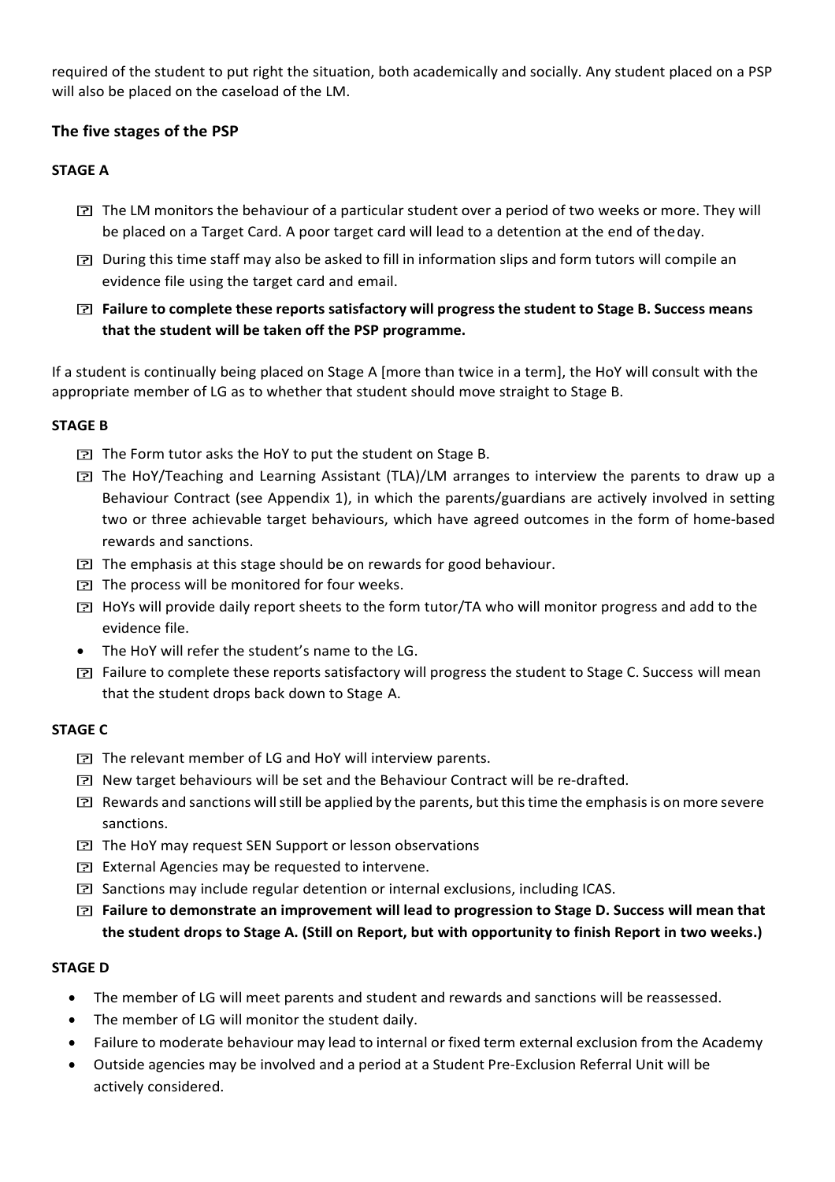required of the student to put right the situation, both academically and socially. Any student placed on a PSP will also be placed on the caseload of the LM.

### The five stages of the PSP

#### STAGE A

- The LM monitors the behaviour of a particular student over a period of two weeks or more. They will be placed on a Target Card. A poor target card will lead to a detention at the end of the day.
- During this time staff may also be asked to fill in information slips and form tutors will compile an evidence file using the target card and email.
- **Failure to complete these reports satisfactory will progress the student to Stage B. Success means that the student will be taken off the PSP programme.**

If a student is continually being placed on Stage A [more than twice in a term], the HoY will consult with the appropriate member of LG as to whether that student should move straight to Stage B.

#### STAGE B

- The Form tutor asks the HoY to put the student on Stage B.
- The HoY/Teaching and Learning Assistant (TLA)/LM arranges to interview the parents to draw up a Behaviour Contract (see Appendix 1), in which the parents/guardians are actively involved in setting two or three achievable target behaviours, which have agreed outcomes in the form of home-based rewards and sanctions.
- The emphasis at this stage should be on rewards for good behaviour.
- The process will be monitored for four weeks.
- HoYs will provide daily report sheets to the form tutor/TA who will monitor progress and add to the evidence file.
- The HoY will refer the student's name to the LG.
- Failure to complete these reports satisfactory will progress the student to Stage C. Success will mean that the student drops back down to Stage A.

#### STAGE C

- The relevant member of LG and HoY will interview parents.
- New target behaviours will be set and the Behaviour Contract will be re-drafted.
- Rewards and sanctions will still be applied by the parents, but this time the emphasis is on more severe sanctions.
- The HoY may request SEN Support or lesson observations
- External Agencies may be requested to intervene.
- Sanctions may include regular detention or internal exclusions, including ICAS.
- **Failure to demonstrate an improvement will lead to progression to Stage D. Success will mean that the student drops to Stage A. (Still on Report, but with opportunity to finish Report in two weeks.)**

#### STAGE D

- The member of LG will meet parents and student and rewards and sanctions will be reassessed.
- The member of LG will monitor the student daily.
- Failure to moderate behaviour may lead to internal or fixed term external exclusion from the Academy
- Outside agencies may be involved and a period at a Student Pre-Exclusion Referral Unit will be actively considered.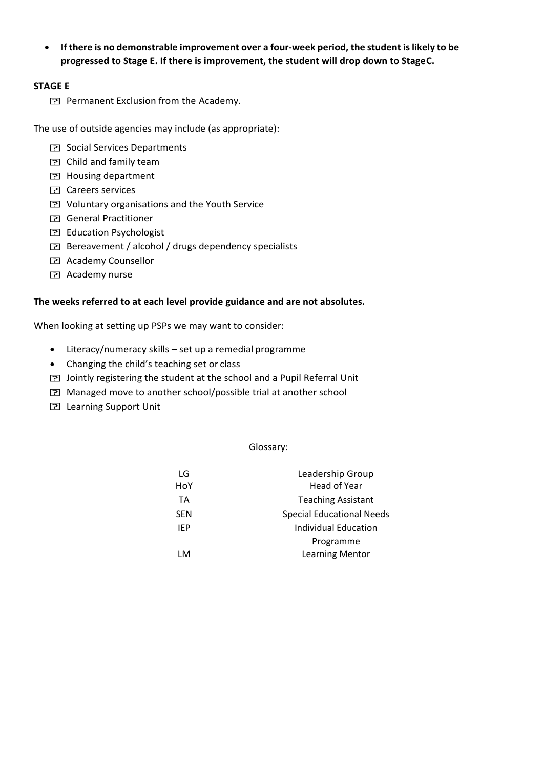- **If there is no demonstrable improvement over a four-week period, the student is likely to be progressed to Stage E. If there is improvement, the student will drop down to StageC.**

**STAGE E**

- Permanent Exclusion from the Academy.

The use of outside agencies may include (as appropriate):

- Social Services Departments
- Child and family team
- Housing department
- Careers services
- Voluntary organisations and the Youth Service
- General Practitioner
- Education Psychologist
- Bereavement / alcohol / drugs dependency specialists
- Academy Counsellor
- Academy nurse

**The weeks referred to at each level provide guidance and are not absolutes.**

When looking at setting up PSPs we may want to consider:

- Literacy/numeracy skills – set up a remedial programme
- Changing the child's teaching set or class
- Jointly registering the student at the school and a Pupil Referral Unit
- Managed move to another school/possible trial at another school
- Learning Support Unit

Glossary:

| | |
|---|---|
| LG | Leadership Group |
| HoY | Head of Year |
| TA | Teaching Assistant |
| SEN | Special Educational Needs |
| IEP | Individual Education Programme |
| LM | Learning Mentor |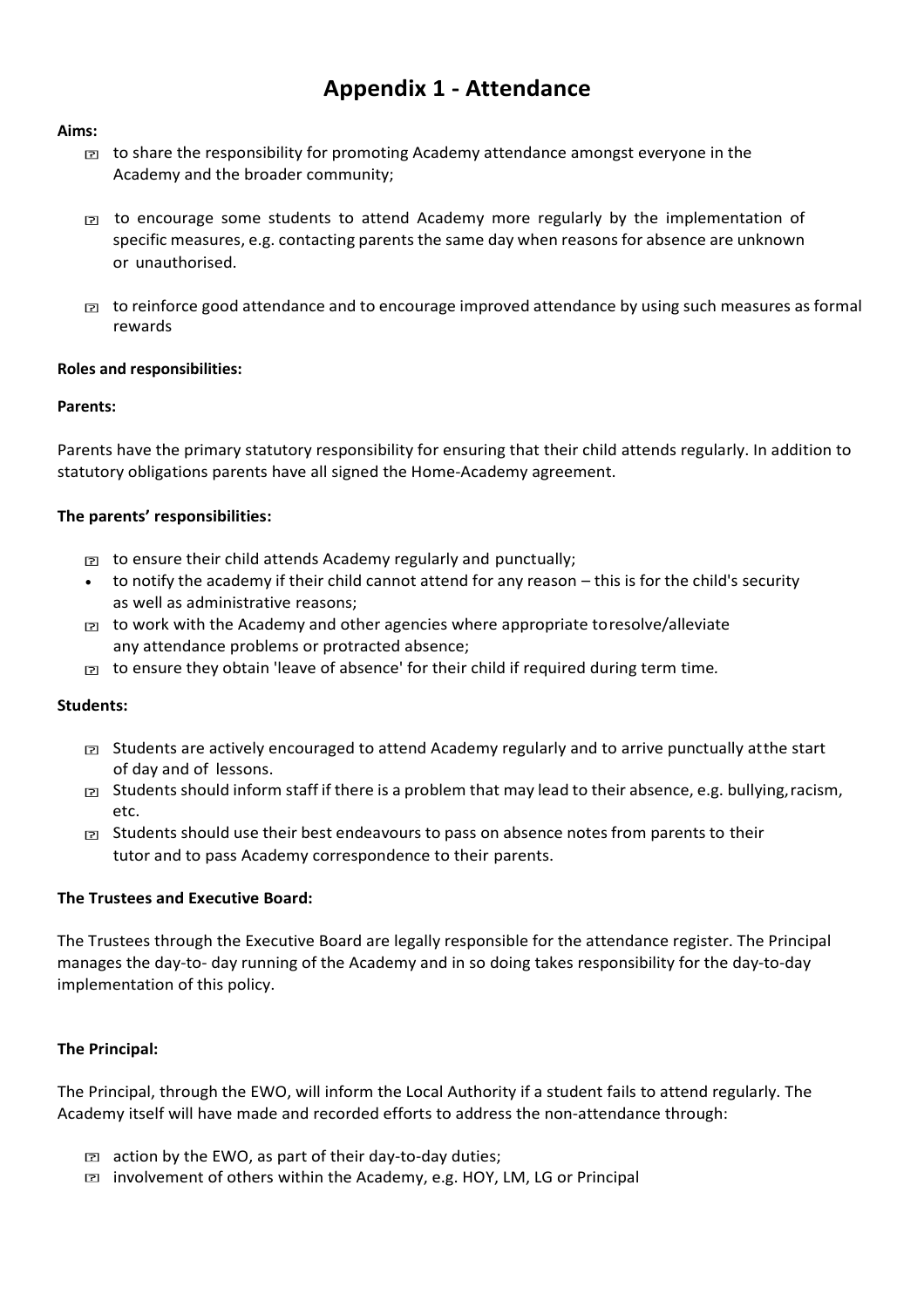# Appendix 1 - Attendance

**Aims:**

- to share the responsibility for promoting Academy attendance amongst everyone in the Academy and the broader community;
- to encourage some students to attend Academy more regularly by the implementation of specific measures, e.g. contacting parents the same day when reasons for absence are unknown or unauthorised.
- to reinforce good attendance and to encourage improved attendance by using such measures as formal rewards

**Roles and responsibilities:**

**Parents:**

Parents have the primary statutory responsibility for ensuring that their child attends regularly. In addition to statutory obligations parents have all signed the Home-Academy agreement.

**The parents' responsibilities:**

- to ensure their child attends Academy regularly and punctually;
- to notify the academy if their child cannot attend for any reason – this is for the child's security as well as administrative reasons;
- to work with the Academy and other agencies where appropriate to resolve/alleviate any attendance problems or protracted absence;
- to ensure they obtain 'leave of absence' for their child if required during term time.

**Students:**

- Students are actively encouraged to attend Academy regularly and to arrive punctually at the start of day and of lessons.
- Students should inform staff if there is a problem that may lead to their absence, e.g. bullying, racism, etc.
- Students should use their best endeavours to pass on absence notes from parents to their tutor and to pass Academy correspondence to their parents.

**The Trustees and Executive Board:**

The Trustees through the Executive Board are legally responsible for the attendance register. The Principal manages the day-to- day running of the Academy and in so doing takes responsibility for the day-to-day implementation of this policy.

**The Principal:**

The Principal, through the EWO, will inform the Local Authority if a student fails to attend regularly. The Academy itself will have made and recorded efforts to address the non-attendance through:

- action by the EWO, as part of their day-to-day duties;
- involvement of others within the Academy, e.g. HOY, LM, LG or Principal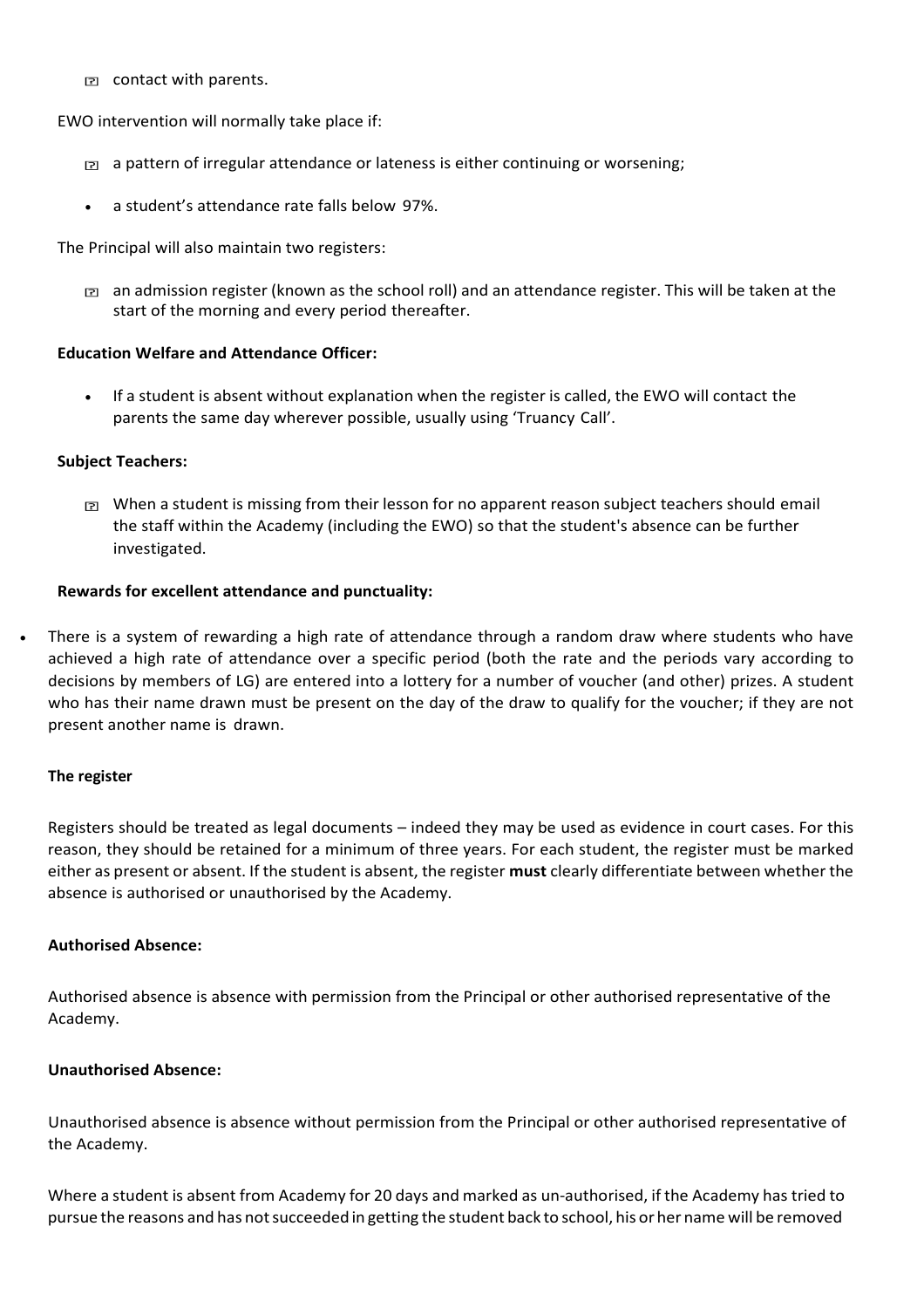- contact with parents.

EWO intervention will normally take place if:

- a pattern of irregular attendance or lateness is either continuing or worsening;
- a student's attendance rate falls below 97%.

The Principal will also maintain two registers:

- an admission register (known as the school roll) and an attendance register. This will be taken at the start of the morning and every period thereafter.

**Education Welfare and Attendance Officer:**

- If a student is absent without explanation when the register is called, the EWO will contact the parents the same day wherever possible, usually using 'Truancy Call'.

**Subject Teachers:**

- When a student is missing from their lesson for no apparent reason subject teachers should email the staff within the Academy (including the EWO) so that the student's absence can be further investigated.

**Rewards for excellent attendance and punctuality:**

- There is a system of rewarding a high rate of attendance through a random draw where students who have achieved a high rate of attendance over a specific period (both the rate and the periods vary according to decisions by members of LG) are entered into a lottery for a number of voucher (and other) prizes. A student who has their name drawn must be present on the day of the draw to qualify for the voucher; if they are not present another name is drawn.

**The register**

Registers should be treated as legal documents – indeed they may be used as evidence in court cases. For this reason, they should be retained for a minimum of three years. For each student, the register must be marked either as present or absent. If the student is absent, the register **must** clearly differentiate between whether the absence is authorised or unauthorised by the Academy.

**Authorised Absence:**

Authorised absence is absence with permission from the Principal or other authorised representative of the Academy.

**Unauthorised Absence:**

Unauthorised absence is absence without permission from the Principal or other authorised representative of the Academy.

Where a student is absent from Academy for 20 days and marked as un-authorised, if the Academy has tried to pursue the reasons and has not succeeded in getting the student back to school, his or her name will be removed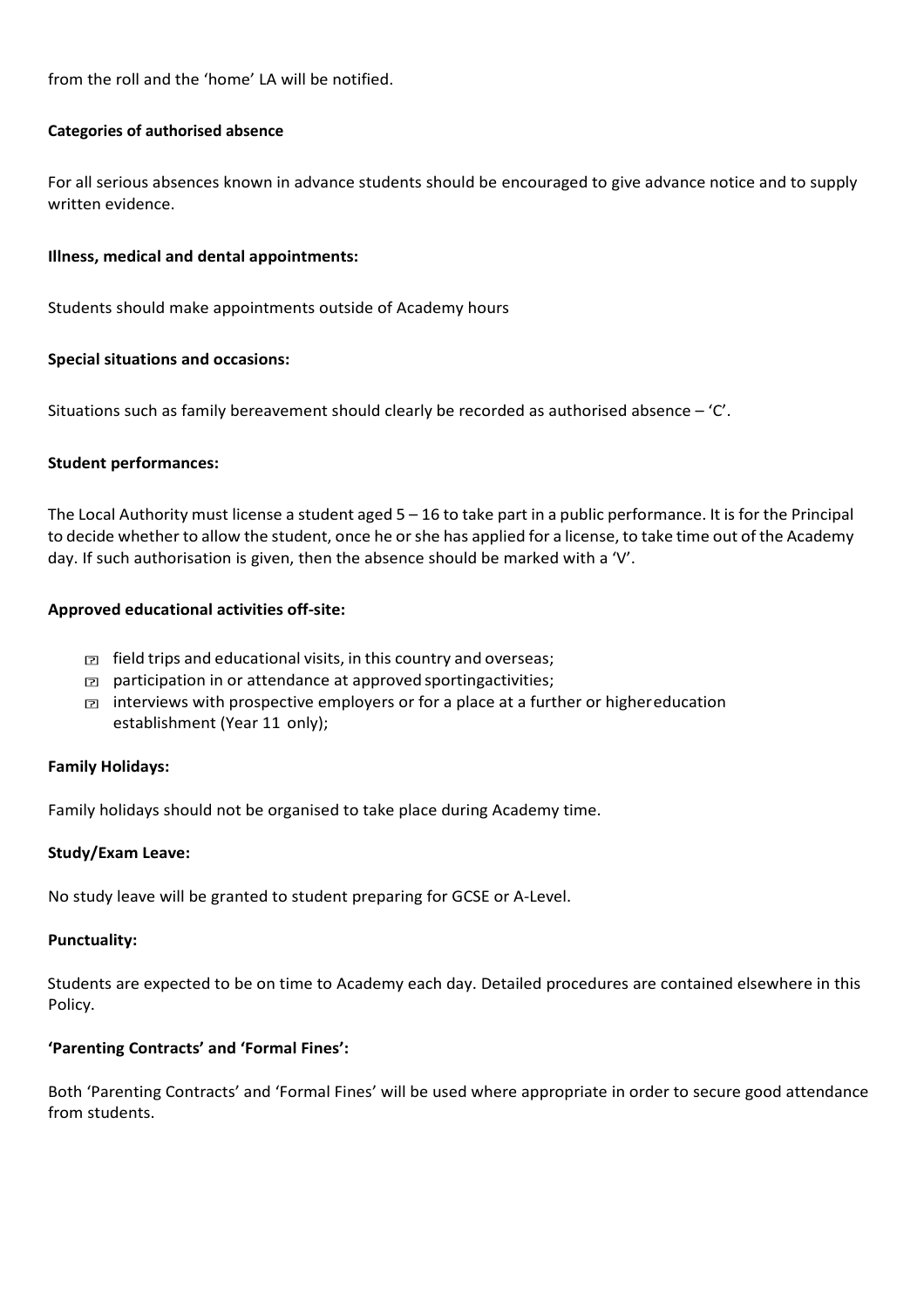from the roll and the 'home' LA will be notified.

**Categories of authorised absence**

For all serious absences known in advance students should be encouraged to give advance notice and to supply written evidence.

**Illness, medical and dental appointments:**

Students should make appointments outside of Academy hours

**Special situations and occasions:**

Situations such as family bereavement should clearly be recorded as authorised absence – 'C'.

**Student performances:**

The Local Authority must license a student aged 5 – 16 to take part in a public performance. It is for the Principal to decide whether to allow the student, once he or she has applied for a license, to take time out of the Academy day. If such authorisation is given, then the absence should be marked with a 'V'.

**Approved educational activities off-site:**

- field trips and educational visits, in this country and overseas;
- participation in or attendance at approved sportingactivities;
- interviews with prospective employers or for a place at a further or highereducation establishment (Year 11 only);

**Family Holidays:**

Family holidays should not be organised to take place during Academy time.

**Study/Exam Leave:**

No study leave will be granted to student preparing for GCSE or A-Level.

**Punctuality:**

Students are expected to be on time to Academy each day. Detailed procedures are contained elsewhere in this Policy.

**'Parenting Contracts' and 'Formal Fines':**

Both 'Parenting Contracts' and 'Formal Fines' will be used where appropriate in order to secure good attendance from students.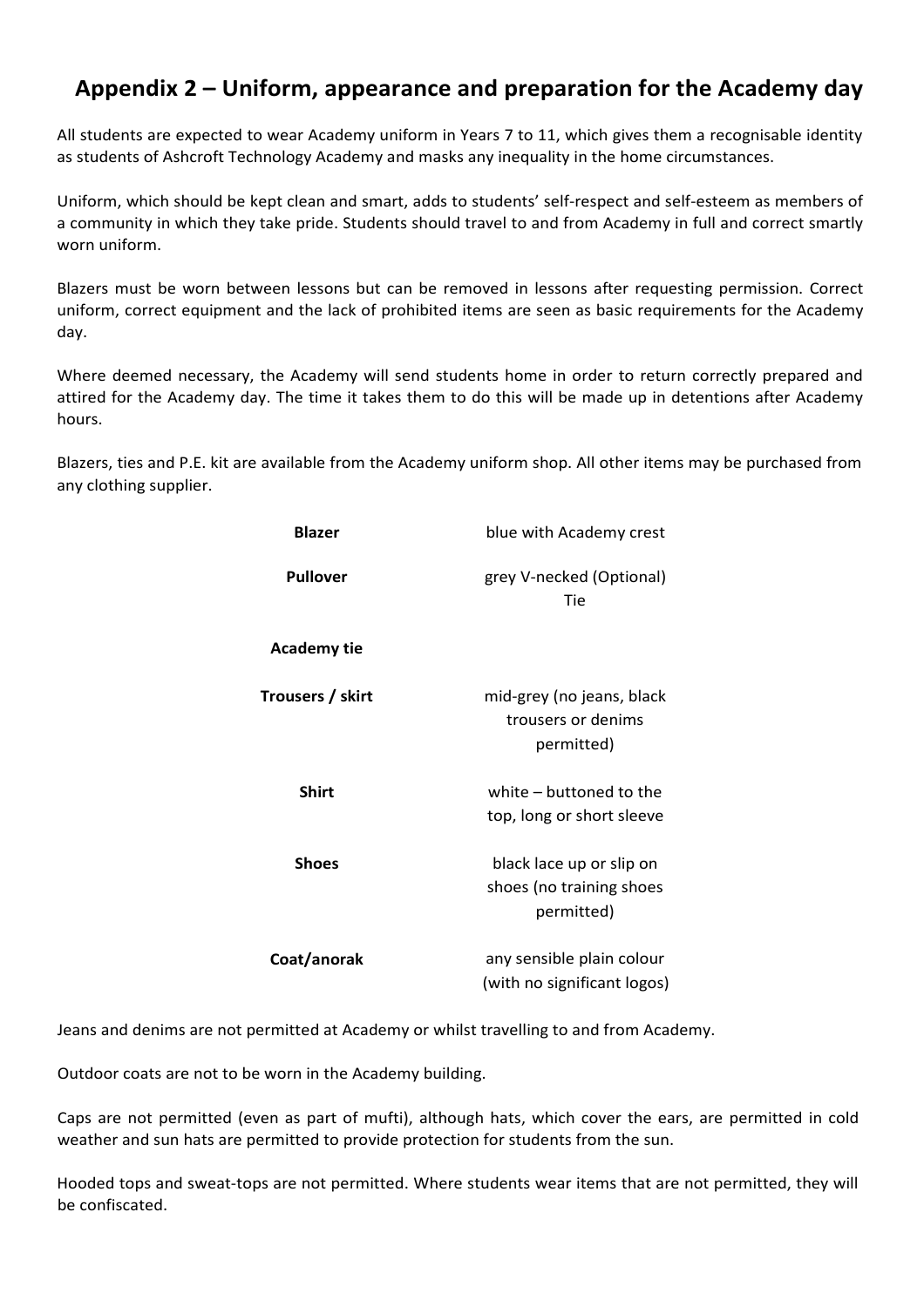## Appendix 2 – Uniform, appearance and preparation for the Academy day

All students are expected to wear Academy uniform in Years 7 to 11, which gives them a recognisable identity as students of Ashcroft Technology Academy and masks any inequality in the home circumstances.

Uniform, which should be kept clean and smart, adds to students' self-respect and self-esteem as members of a community in which they take pride. Students should travel to and from Academy in full and correct smartly worn uniform.

Blazers must be worn between lessons but can be removed in lessons after requesting permission. Correct uniform, correct equipment and the lack of prohibited items are seen as basic requirements for the Academy day.

Where deemed necessary, the Academy will send students home in order to return correctly prepared and attired for the Academy day. The time it takes them to do this will be made up in detentions after Academy hours.

Blazers, ties and P.E. kit are available from the Academy uniform shop. All other items may be purchased from any clothing supplier.

| | |
|---|---|
| **Blazer** | blue with Academy crest |
| **Pullover** | grey V-necked (Optional) Tie |
| **Academy tie** | |
| **Trousers / skirt** | mid-grey (no jeans, black trousers or denims permitted) |
| **Shirt** | white – buttoned to the top, long or short sleeve |
| **Shoes** | black lace up or slip on shoes (no training shoes permitted) |
| **Coat/anorak** | any sensible plain colour (with no significant logos) |

Jeans and denims are not permitted at Academy or whilst travelling to and from Academy.

Outdoor coats are not to be worn in the Academy building.

Caps are not permitted (even as part of mufti), although hats, which cover the ears, are permitted in cold weather and sun hats are permitted to provide protection for students from the sun.

Hooded tops and sweat-tops are not permitted. Where students wear items that are not permitted, they will be confiscated.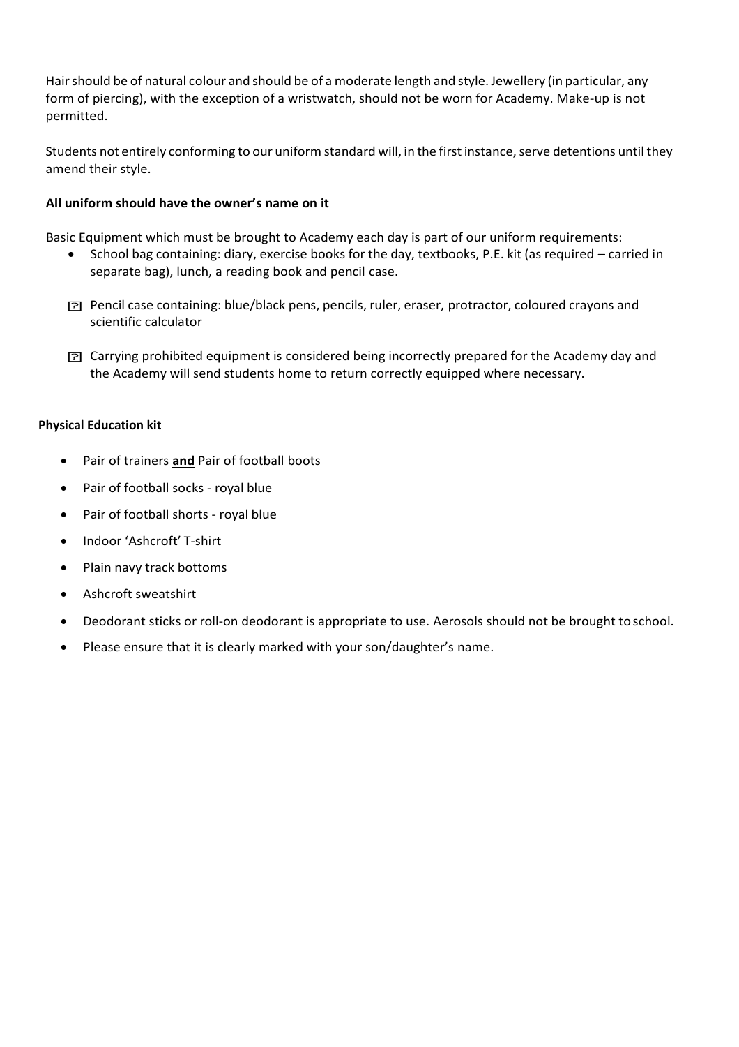Hair should be of natural colour and should be of a moderate length and style. Jewellery (in particular, any form of piercing), with the exception of a wristwatch, should not be worn for Academy. Make-up is not permitted.

Students not entirely conforming to our uniform standard will, in the first instance, serve detentions until they amend their style.

**All uniform should have the owner's name on it**

Basic Equipment which must be brought to Academy each day is part of our uniform requirements:

- School bag containing: diary, exercise books for the day, textbooks, P.E. kit (as required – carried in separate bag), lunch, a reading book and pencil case.
- Pencil case containing: blue/black pens, pencils, ruler, eraser, protractor, coloured crayons and scientific calculator
- Carrying prohibited equipment is considered being incorrectly prepared for the Academy day and the Academy will send students home to return correctly equipped where necessary.

**Physical Education kit**

- Pair of trainers **and** Pair of football boots
- Pair of football socks - royal blue
- Pair of football shorts - royal blue
- Indoor 'Ashcroft' T-shirt
- Plain navy track bottoms
- Ashcroft sweatshirt
- Deodorant sticks or roll-on deodorant is appropriate to use. Aerosols should not be brought to school.
- Please ensure that it is clearly marked with your son/daughter's name.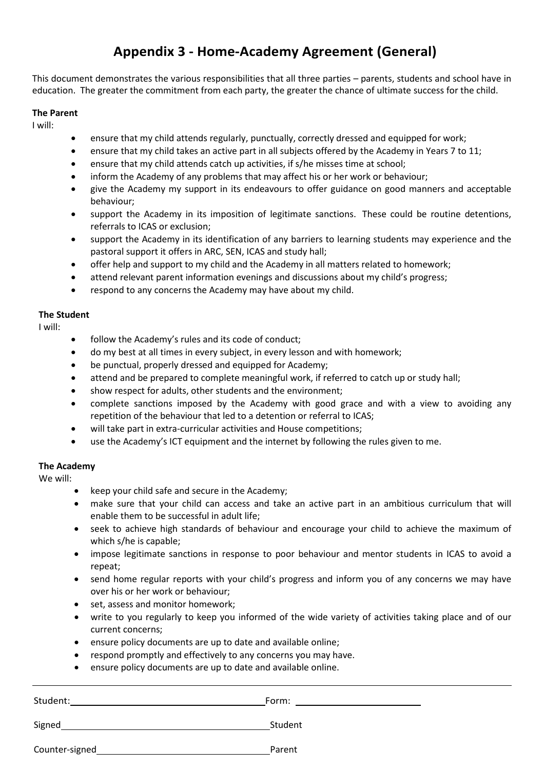# Appendix 3 - Home-Academy Agreement (General)

This document demonstrates the various responsibilities that all three parties – parents, students and school have in education. The greater the commitment from each party, the greater the chance of ultimate success for the child.

**The Parent**

I will:

- ensure that my child attends regularly, punctually, correctly dressed and equipped for work;
- ensure that my child takes an active part in all subjects offered by the Academy in Years 7 to 11;
- ensure that my child attends catch up activities, if s/he misses time at school;
- inform the Academy of any problems that may affect his or her work or behaviour;
- give the Academy my support in its endeavours to offer guidance on good manners and acceptable behaviour;
- support the Academy in its imposition of legitimate sanctions. These could be routine detentions, referrals to ICAS or exclusion;
- support the Academy in its identification of any barriers to learning students may experience and the pastoral support it offers in ARC, SEN, ICAS and study hall;
- offer help and support to my child and the Academy in all matters related to homework;
- attend relevant parent information evenings and discussions about my child's progress;
- respond to any concerns the Academy may have about my child.

**The Student**

I will:

- follow the Academy's rules and its code of conduct;
- do my best at all times in every subject, in every lesson and with homework;
- be punctual, properly dressed and equipped for Academy;
- attend and be prepared to complete meaningful work, if referred to catch up or study hall;
- show respect for adults, other students and the environment;
- complete sanctions imposed by the Academy with good grace and with a view to avoiding any repetition of the behaviour that led to a detention or referral to ICAS;
- will take part in extra-curricular activities and House competitions;
- use the Academy's ICT equipment and the internet by following the rules given to me.

**The Academy**

We will:

- keep your child safe and secure in the Academy;
- make sure that your child can access and take an active part in an ambitious curriculum that will enable them to be successful in adult life;
- seek to achieve high standards of behaviour and encourage your child to achieve the maximum of which s/he is capable;
- impose legitimate sanctions in response to poor behaviour and mentor students in ICAS to avoid a repeat;
- send home regular reports with your child's progress and inform you of any concerns we may have over his or her work or behaviour;
- set, assess and monitor homework;
- write to you regularly to keep you informed of the wide variety of activities taking place and of our current concerns;
- ensure policy documents are up to date and available online;
- respond promptly and effectively to any concerns you may have.
- ensure policy documents are up to date and available online.

---

Student: ______________________________ Form: ____________________

Signed ______________________________ Student

Counter-signed ______________________________ Parent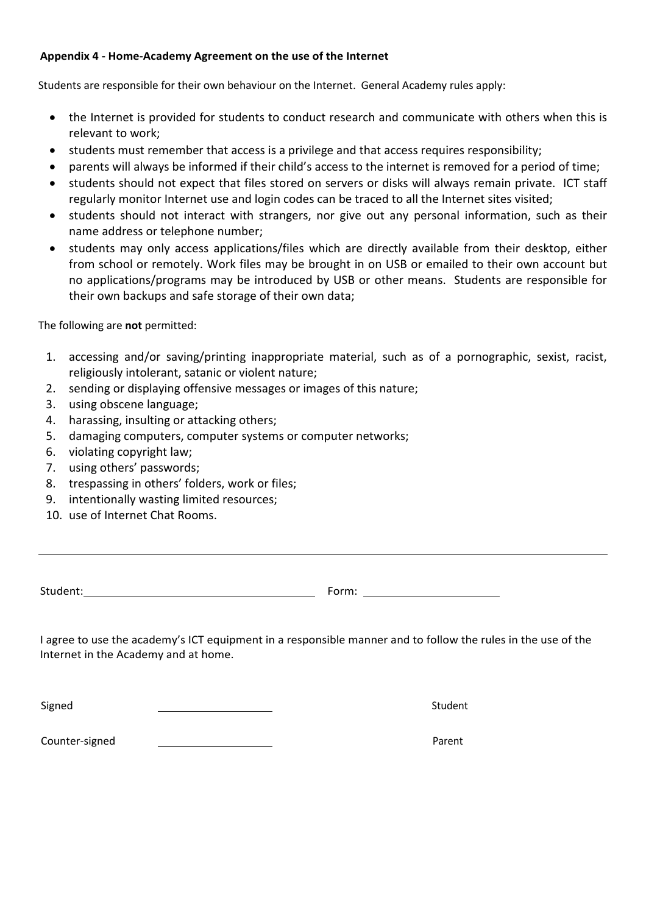**Appendix 4 - Home-Academy Agreement on the use of the Internet**

Students are responsible for their own behaviour on the Internet. General Academy rules apply:

- the Internet is provided for students to conduct research and communicate with others when this is relevant to work;
- students must remember that access is a privilege and that access requires responsibility;
- parents will always be informed if their child's access to the internet is removed for a period of time;
- students should not expect that files stored on servers or disks will always remain private. ICT staff regularly monitor Internet use and login codes can be traced to all the Internet sites visited;
- students should not interact with strangers, nor give out any personal information, such as their name address or telephone number;
- students may only access applications/files which are directly available from their desktop, either from school or remotely. Work files may be brought in on USB or emailed to their own account but no applications/programs may be introduced by USB or other means. Students are responsible for their own backups and safe storage of their own data;

The following are **not** permitted:

1. accessing and/or saving/printing inappropriate material, such as of a pornographic, sexist, racist, religiously intolerant, satanic or violent nature;
2. sending or displaying offensive messages or images of this nature;
3. using obscene language;
4. harassing, insulting or attacking others;
5. damaging computers, computer systems or computer networks;
6. violating copyright law;
7. using others' passwords;
8. trespassing in others' folders, work or files;
9. intentionally wasting limited resources;
10. use of Internet Chat Rooms.

---

Student: ______________________ Form: ______________

I agree to use the academy's ICT equipment in a responsible manner and to follow the rules in the use of the Internet in the Academy and at home.

Signed ______________ Student

Counter-signed ______________ Parent